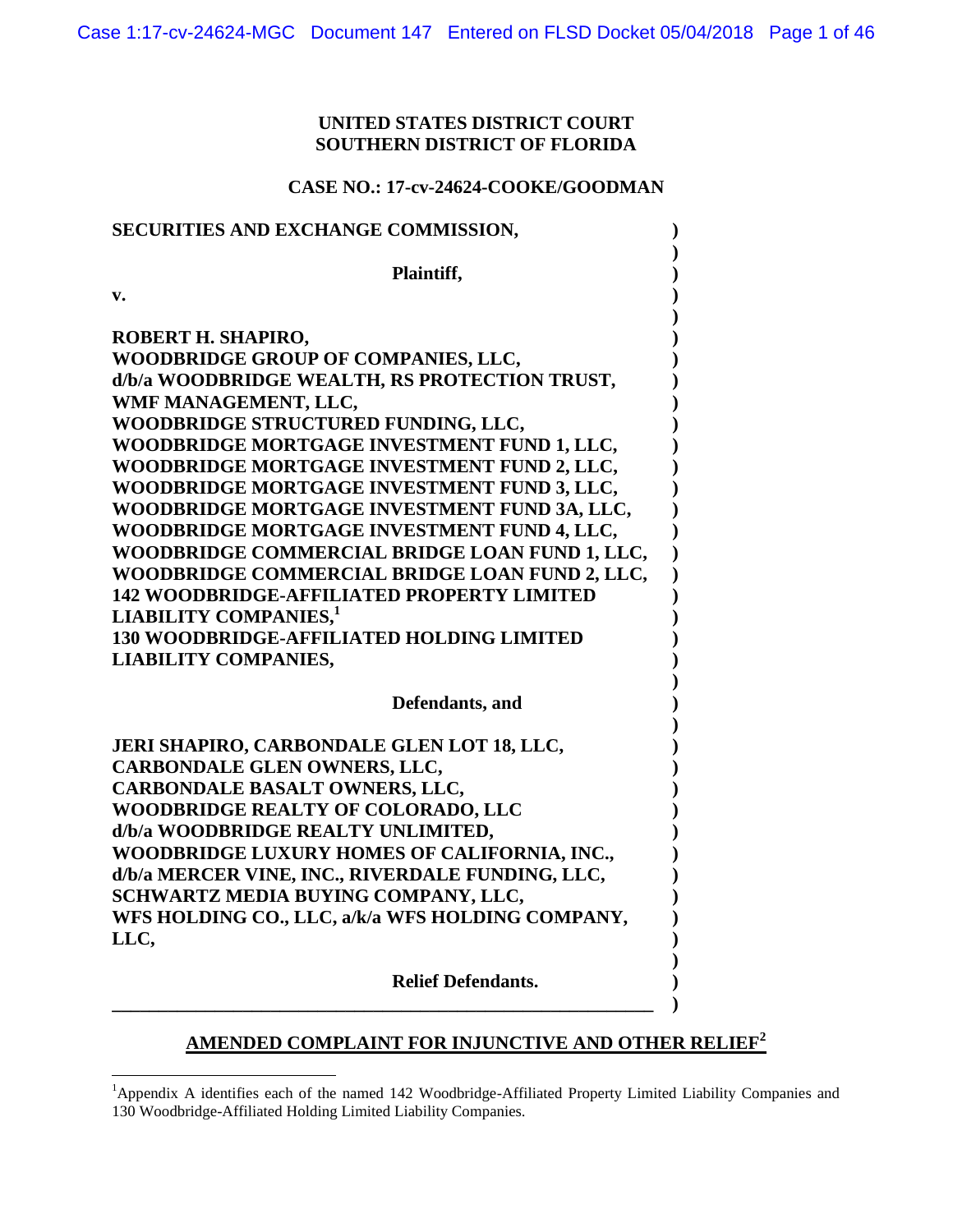**UNITED STATES DISTRICT COURT**
**SOUTHERN DISTRICT OF FLORIDA**

**CASE NO.: 17-cv-24624-COOKE/GOODMAN**

**SECURITIES AND EXCHANGE COMMISSION,**

**Plaintiff,**

**v.**

**ROBERT H. SHAPIRO,**
**WOODBRIDGE GROUP OF COMPANIES, LLC,**
**d/b/a WOODBRIDGE WEALTH, RS PROTECTION TRUST,**
**WMF MANAGEMENT, LLC,**
**WOODBRIDGE STRUCTURED FUNDING, LLC,**
**WOODBRIDGE MORTGAGE INVESTMENT FUND 1, LLC,**
**WOODBRIDGE MORTGAGE INVESTMENT FUND 2, LLC,**
**WOODBRIDGE MORTGAGE INVESTMENT FUND 3, LLC,**
**WOODBRIDGE MORTGAGE INVESTMENT FUND 3A, LLC,**
**WOODBRIDGE MORTGAGE INVESTMENT FUND 4, LLC,**
**WOODBRIDGE COMMERCIAL BRIDGE LOAN FUND 1, LLC,**
**WOODBRIDGE COMMERCIAL BRIDGE LOAN FUND 2, LLC,**
**142 WOODBRIDGE-AFFILIATED PROPERTY LIMITED LIABILITY COMPANIES,[1]**
**130 WOODBRIDGE-AFFILIATED HOLDING LIMITED LIABILITY COMPANIES,**

**Defendants, and**

**JERI SHAPIRO, CARBONDALE GLEN LOT 18, LLC,**
**CARBONDALE GLEN OWNERS, LLC,**
**CARBONDALE BASALT OWNERS, LLC,**
**WOODBRIDGE REALTY OF COLORADO, LLC**
**d/b/a WOODBRIDGE REALTY UNLIMITED,**
**WOODBRIDGE LUXURY HOMES OF CALIFORNIA, INC.,**
**d/b/a MERCER VINE, INC., RIVERDALE FUNDING, LLC,**
**SCHWARTZ MEDIA BUYING COMPANY, LLC,**
**WFS HOLDING CO., LLC, a/k/a WFS HOLDING COMPANY, LLC,**

**Relief Defendants.**

## AMENDED COMPLAINT FOR INJUNCTIVE AND OTHER RELIEF[2]

[1] Appendix A identifies each of the named 142 Woodbridge-Affiliated Property Limited Liability Companies and 130 Woodbridge-Affiliated Holding Limited Liability Companies.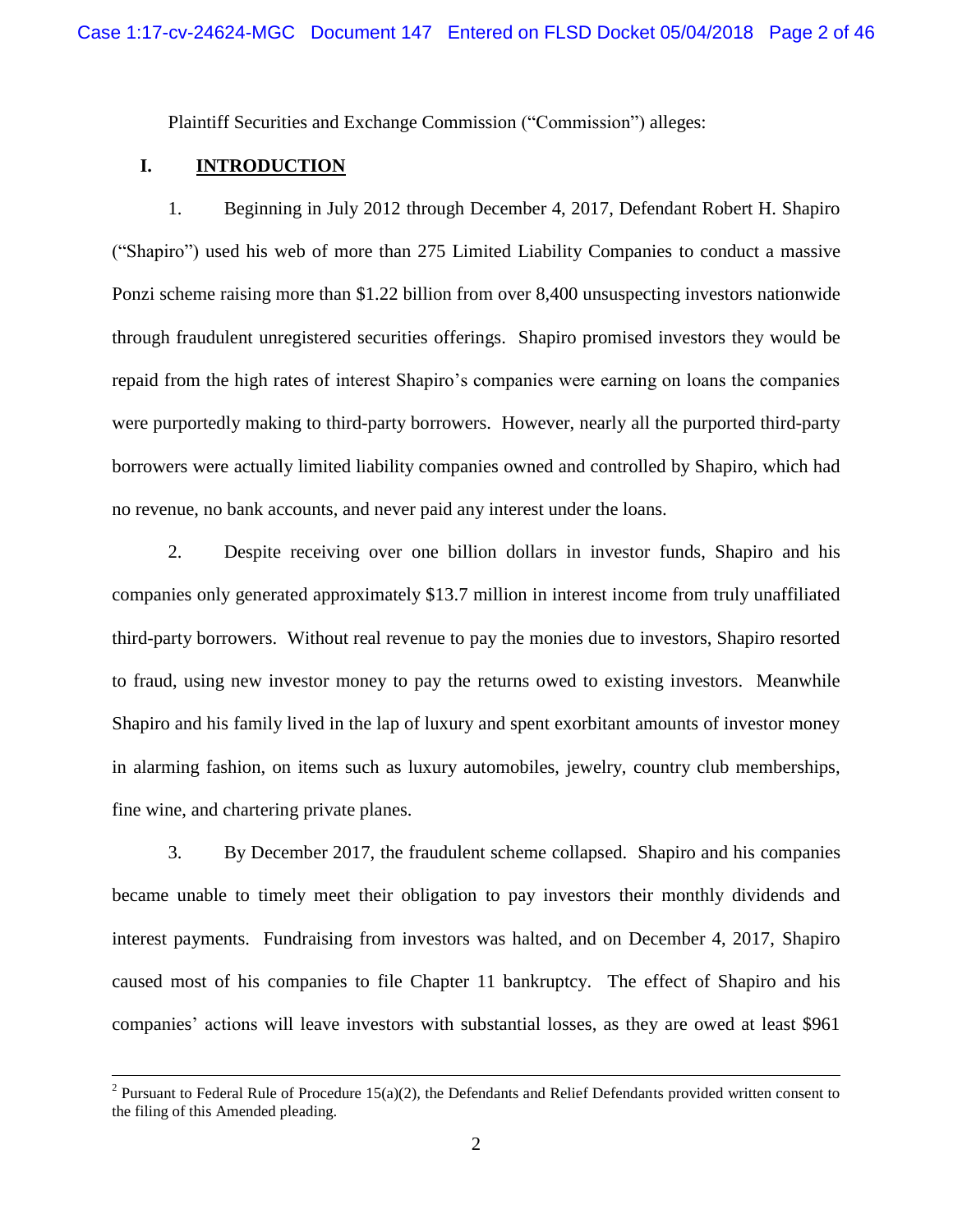Plaintiff Securities and Exchange Commission ("Commission") alleges:

## I. INTRODUCTION

1. Beginning in July 2012 through December 4, 2017, Defendant Robert H. Shapiro ("Shapiro") used his web of more than 275 Limited Liability Companies to conduct a massive Ponzi scheme raising more than $1.22 billion from over 8,400 unsuspecting investors nationwide through fraudulent unregistered securities offerings. Shapiro promised investors they would be repaid from the high rates of interest Shapiro's companies were earning on loans the companies were purportedly making to third-party borrowers. However, nearly all the purported third-party borrowers were actually limited liability companies owned and controlled by Shapiro, which had no revenue, no bank accounts, and never paid any interest under the loans.

2. Despite receiving over one billion dollars in investor funds, Shapiro and his companies only generated approximately $13.7 million in interest income from truly unaffiliated third-party borrowers. Without real revenue to pay the monies due to investors, Shapiro resorted to fraud, using new investor money to pay the returns owed to existing investors. Meanwhile Shapiro and his family lived in the lap of luxury and spent exorbitant amounts of investor money in alarming fashion, on items such as luxury automobiles, jewelry, country club memberships, fine wine, and chartering private planes.

3. By December 2017, the fraudulent scheme collapsed. Shapiro and his companies became unable to timely meet their obligation to pay investors their monthly dividends and interest payments. Fundraising from investors was halted, and on December 4, 2017, Shapiro caused most of his companies to file Chapter 11 bankruptcy. The effect of Shapiro and his companies' actions will leave investors with substantial losses, as they are owed at least $961

---

[2] Pursuant to Federal Rule of Procedure 15(a)(2), the Defendants and Relief Defendants provided written consent to the filing of this Amended pleading.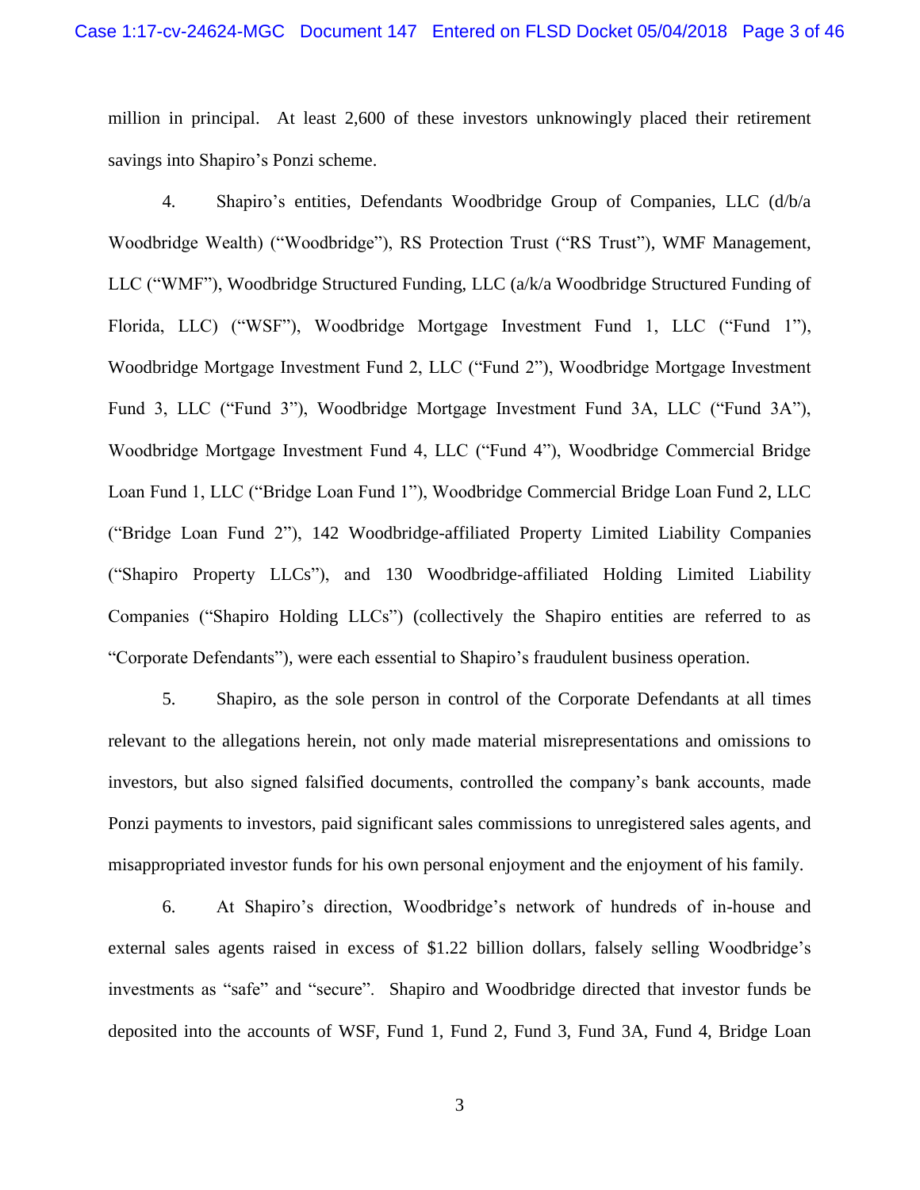million in principal. At least 2,600 of these investors unknowingly placed their retirement savings into Shapiro's Ponzi scheme.

4. Shapiro's entities, Defendants Woodbridge Group of Companies, LLC (d/b/a Woodbridge Wealth) ("Woodbridge"), RS Protection Trust ("RS Trust"), WMF Management, LLC ("WMF"), Woodbridge Structured Funding, LLC (a/k/a Woodbridge Structured Funding of Florida, LLC) ("WSF"), Woodbridge Mortgage Investment Fund 1, LLC ("Fund 1"), Woodbridge Mortgage Investment Fund 2, LLC ("Fund 2"), Woodbridge Mortgage Investment Fund 3, LLC ("Fund 3"), Woodbridge Mortgage Investment Fund 3A, LLC ("Fund 3A"), Woodbridge Mortgage Investment Fund 4, LLC ("Fund 4"), Woodbridge Commercial Bridge Loan Fund 1, LLC ("Bridge Loan Fund 1"), Woodbridge Commercial Bridge Loan Fund 2, LLC ("Bridge Loan Fund 2"), 142 Woodbridge-affiliated Property Limited Liability Companies ("Shapiro Property LLCs"), and 130 Woodbridge-affiliated Holding Limited Liability Companies ("Shapiro Holding LLCs") (collectively the Shapiro entities are referred to as "Corporate Defendants"), were each essential to Shapiro's fraudulent business operation.

5. Shapiro, as the sole person in control of the Corporate Defendants at all times relevant to the allegations herein, not only made material misrepresentations and omissions to investors, but also signed falsified documents, controlled the company's bank accounts, made Ponzi payments to investors, paid significant sales commissions to unregistered sales agents, and misappropriated investor funds for his own personal enjoyment and the enjoyment of his family.

6. At Shapiro's direction, Woodbridge's network of hundreds of in-house and external sales agents raised in excess of $1.22 billion dollars, falsely selling Woodbridge's investments as "safe" and "secure". Shapiro and Woodbridge directed that investor funds be deposited into the accounts of WSF, Fund 1, Fund 2, Fund 3, Fund 3A, Fund 4, Bridge Loan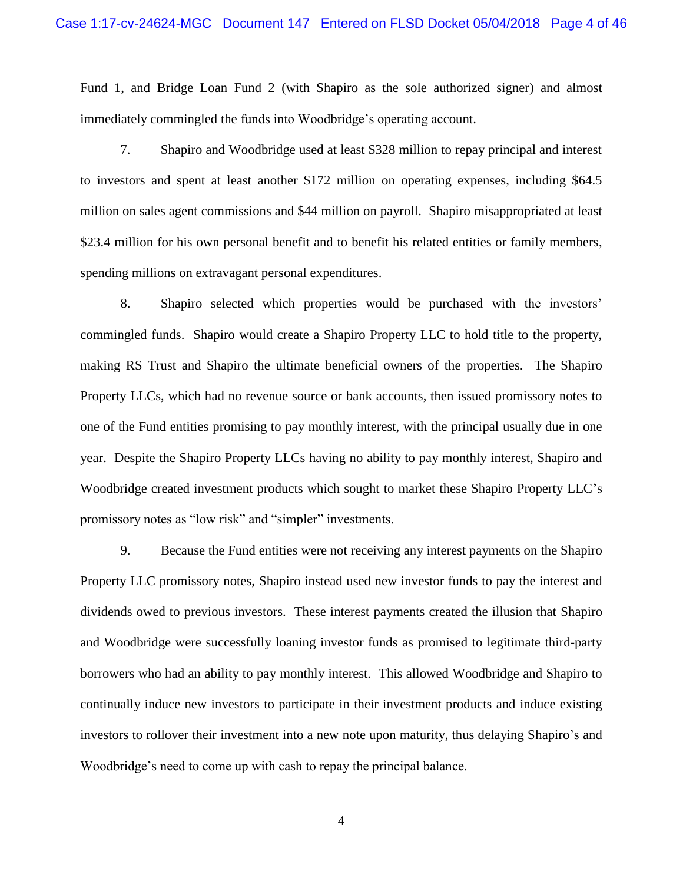Fund 1, and Bridge Loan Fund 2 (with Shapiro as the sole authorized signer) and almost immediately commingled the funds into Woodbridge's operating account.

7. Shapiro and Woodbridge used at least $328 million to repay principal and interest to investors and spent at least another $172 million on operating expenses, including $64.5 million on sales agent commissions and $44 million on payroll. Shapiro misappropriated at least $23.4 million for his own personal benefit and to benefit his related entities or family members, spending millions on extravagant personal expenditures.

8. Shapiro selected which properties would be purchased with the investors' commingled funds. Shapiro would create a Shapiro Property LLC to hold title to the property, making RS Trust and Shapiro the ultimate beneficial owners of the properties. The Shapiro Property LLCs, which had no revenue source or bank accounts, then issued promissory notes to one of the Fund entities promising to pay monthly interest, with the principal usually due in one year. Despite the Shapiro Property LLCs having no ability to pay monthly interest, Shapiro and Woodbridge created investment products which sought to market these Shapiro Property LLC's promissory notes as "low risk" and "simpler" investments.

9. Because the Fund entities were not receiving any interest payments on the Shapiro Property LLC promissory notes, Shapiro instead used new investor funds to pay the interest and dividends owed to previous investors. These interest payments created the illusion that Shapiro and Woodbridge were successfully loaning investor funds as promised to legitimate third-party borrowers who had an ability to pay monthly interest. This allowed Woodbridge and Shapiro to continually induce new investors to participate in their investment products and induce existing investors to rollover their investment into a new note upon maturity, thus delaying Shapiro's and Woodbridge's need to come up with cash to repay the principal balance.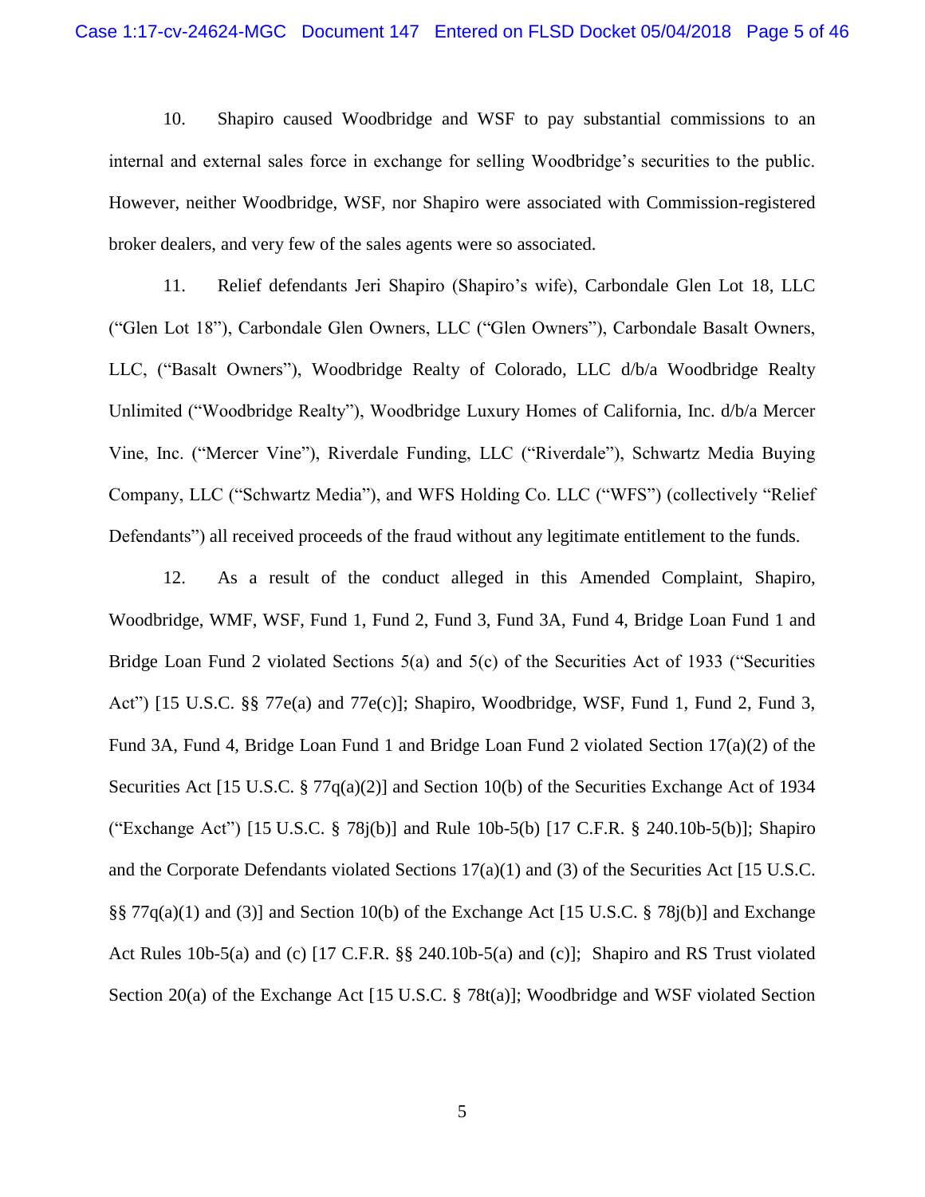10. Shapiro caused Woodbridge and WSF to pay substantial commissions to an internal and external sales force in exchange for selling Woodbridge's securities to the public. However, neither Woodbridge, WSF, nor Shapiro were associated with Commission-registered broker dealers, and very few of the sales agents were so associated.

11. Relief defendants Jeri Shapiro (Shapiro's wife), Carbondale Glen Lot 18, LLC ("Glen Lot 18"), Carbondale Glen Owners, LLC ("Glen Owners"), Carbondale Basalt Owners, LLC, ("Basalt Owners"), Woodbridge Realty of Colorado, LLC d/b/a Woodbridge Realty Unlimited ("Woodbridge Realty"), Woodbridge Luxury Homes of California, Inc. d/b/a Mercer Vine, Inc. ("Mercer Vine"), Riverdale Funding, LLC ("Riverdale"), Schwartz Media Buying Company, LLC ("Schwartz Media"), and WFS Holding Co. LLC ("WFS") (collectively "Relief Defendants") all received proceeds of the fraud without any legitimate entitlement to the funds.

12. As a result of the conduct alleged in this Amended Complaint, Shapiro, Woodbridge, WMF, WSF, Fund 1, Fund 2, Fund 3, Fund 3A, Fund 4, Bridge Loan Fund 1 and Bridge Loan Fund 2 violated Sections 5(a) and 5(c) of the Securities Act of 1933 ("Securities Act") [15 U.S.C. §§ 77e(a) and 77e(c)]; Shapiro, Woodbridge, WSF, Fund 1, Fund 2, Fund 3, Fund 3A, Fund 4, Bridge Loan Fund 1 and Bridge Loan Fund 2 violated Section 17(a)(2) of the Securities Act [15 U.S.C. § 77q(a)(2)] and Section 10(b) of the Securities Exchange Act of 1934 ("Exchange Act") [15 U.S.C. § 78j(b)] and Rule 10b-5(b) [17 C.F.R. § 240.10b-5(b)]; Shapiro and the Corporate Defendants violated Sections 17(a)(1) and (3) of the Securities Act [15 U.S.C. §§ 77q(a)(1) and (3)] and Section 10(b) of the Exchange Act [15 U.S.C. § 78j(b)] and Exchange Act Rules 10b-5(a) and (c) [17 C.F.R. §§ 240.10b-5(a) and (c)]; Shapiro and RS Trust violated Section 20(a) of the Exchange Act [15 U.S.C. § 78t(a)]; Woodbridge and WSF violated Section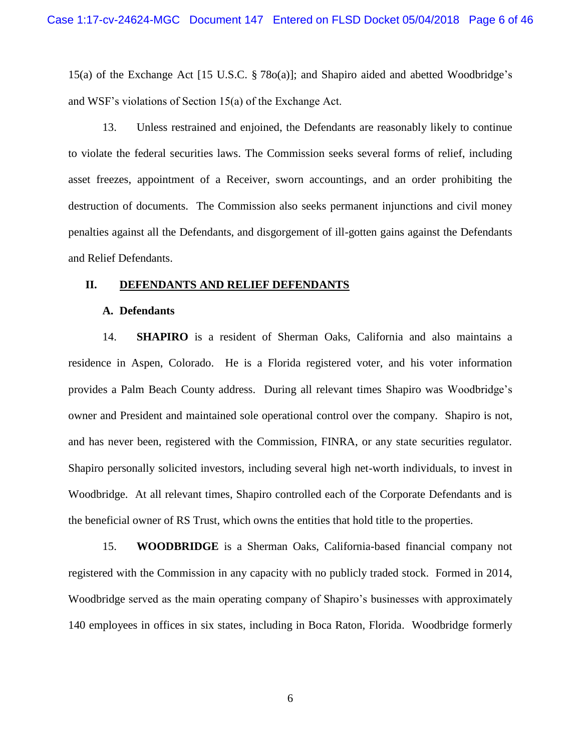15(a) of the Exchange Act [15 U.S.C. § 78o(a)]; and Shapiro aided and abetted Woodbridge's and WSF's violations of Section 15(a) of the Exchange Act.

13. Unless restrained and enjoined, the Defendants are reasonably likely to continue to violate the federal securities laws. The Commission seeks several forms of relief, including asset freezes, appointment of a Receiver, sworn accountings, and an order prohibiting the destruction of documents. The Commission also seeks permanent injunctions and civil money penalties against all the Defendants, and disgorgement of ill-gotten gains against the Defendants and Relief Defendants.

## II. <u>DEFENDANTS AND RELIEF DEFENDANTS</u>

### A. Defendants

14. **SHAPIRO** is a resident of Sherman Oaks, California and also maintains a residence in Aspen, Colorado. He is a Florida registered voter, and his voter information provides a Palm Beach County address. During all relevant times Shapiro was Woodbridge's owner and President and maintained sole operational control over the company. Shapiro is not, and has never been, registered with the Commission, FINRA, or any state securities regulator. Shapiro personally solicited investors, including several high net-worth individuals, to invest in Woodbridge. At all relevant times, Shapiro controlled each of the Corporate Defendants and is the beneficial owner of RS Trust, which owns the entities that hold title to the properties.

15. **WOODBRIDGE** is a Sherman Oaks, California-based financial company not registered with the Commission in any capacity with no publicly traded stock. Formed in 2014, Woodbridge served as the main operating company of Shapiro's businesses with approximately 140 employees in offices in six states, including in Boca Raton, Florida. Woodbridge formerly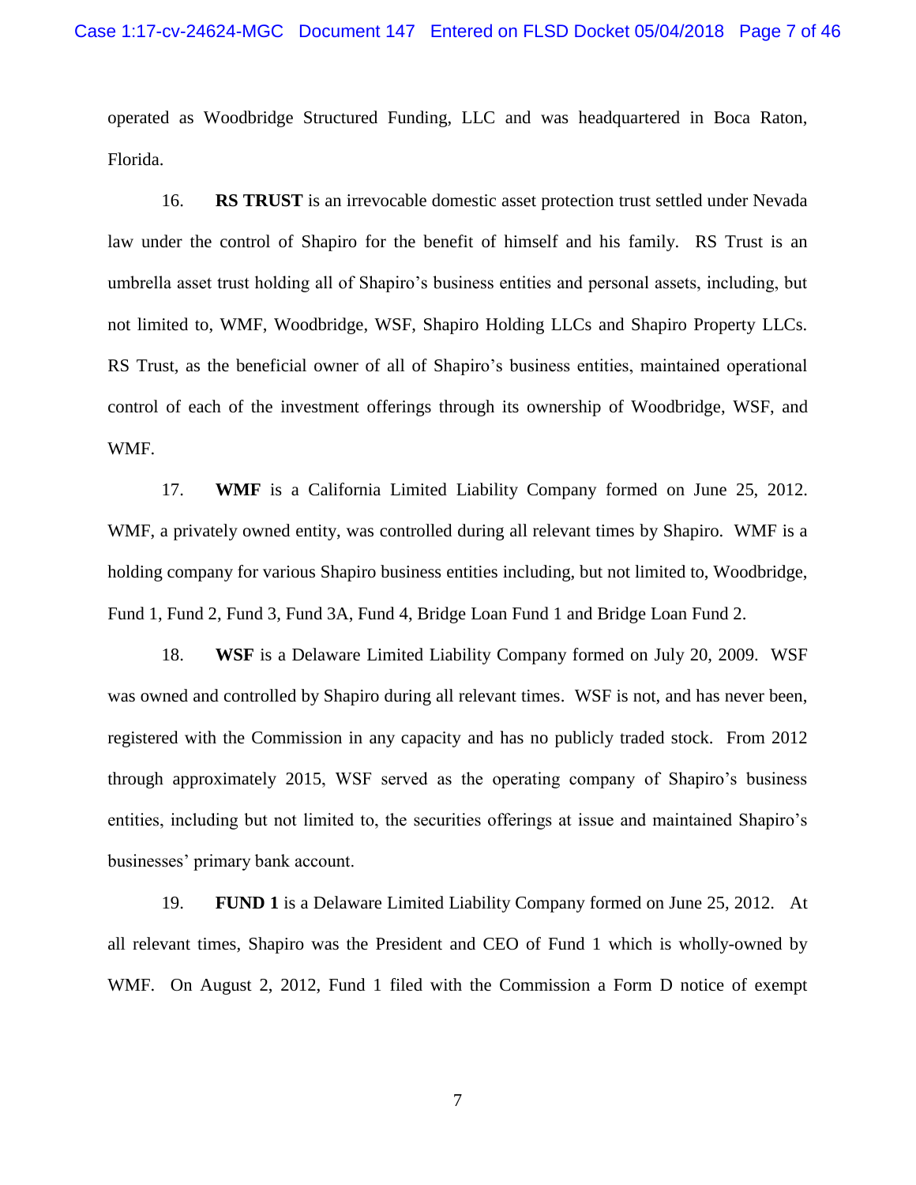operated as Woodbridge Structured Funding, LLC and was headquartered in Boca Raton, Florida.

16. **RS TRUST** is an irrevocable domestic asset protection trust settled under Nevada law under the control of Shapiro for the benefit of himself and his family. RS Trust is an umbrella asset trust holding all of Shapiro's business entities and personal assets, including, but not limited to, WMF, Woodbridge, WSF, Shapiro Holding LLCs and Shapiro Property LLCs. RS Trust, as the beneficial owner of all of Shapiro's business entities, maintained operational control of each of the investment offerings through its ownership of Woodbridge, WSF, and WMF.

17. **WMF** is a California Limited Liability Company formed on June 25, 2012. WMF, a privately owned entity, was controlled during all relevant times by Shapiro. WMF is a holding company for various Shapiro business entities including, but not limited to, Woodbridge, Fund 1, Fund 2, Fund 3, Fund 3A, Fund 4, Bridge Loan Fund 1 and Bridge Loan Fund 2.

18. **WSF** is a Delaware Limited Liability Company formed on July 20, 2009. WSF was owned and controlled by Shapiro during all relevant times. WSF is not, and has never been, registered with the Commission in any capacity and has no publicly traded stock. From 2012 through approximately 2015, WSF served as the operating company of Shapiro's business entities, including but not limited to, the securities offerings at issue and maintained Shapiro's businesses' primary bank account.

19. **FUND 1** is a Delaware Limited Liability Company formed on June 25, 2012. At all relevant times, Shapiro was the President and CEO of Fund 1 which is wholly-owned by WMF. On August 2, 2012, Fund 1 filed with the Commission a Form D notice of exempt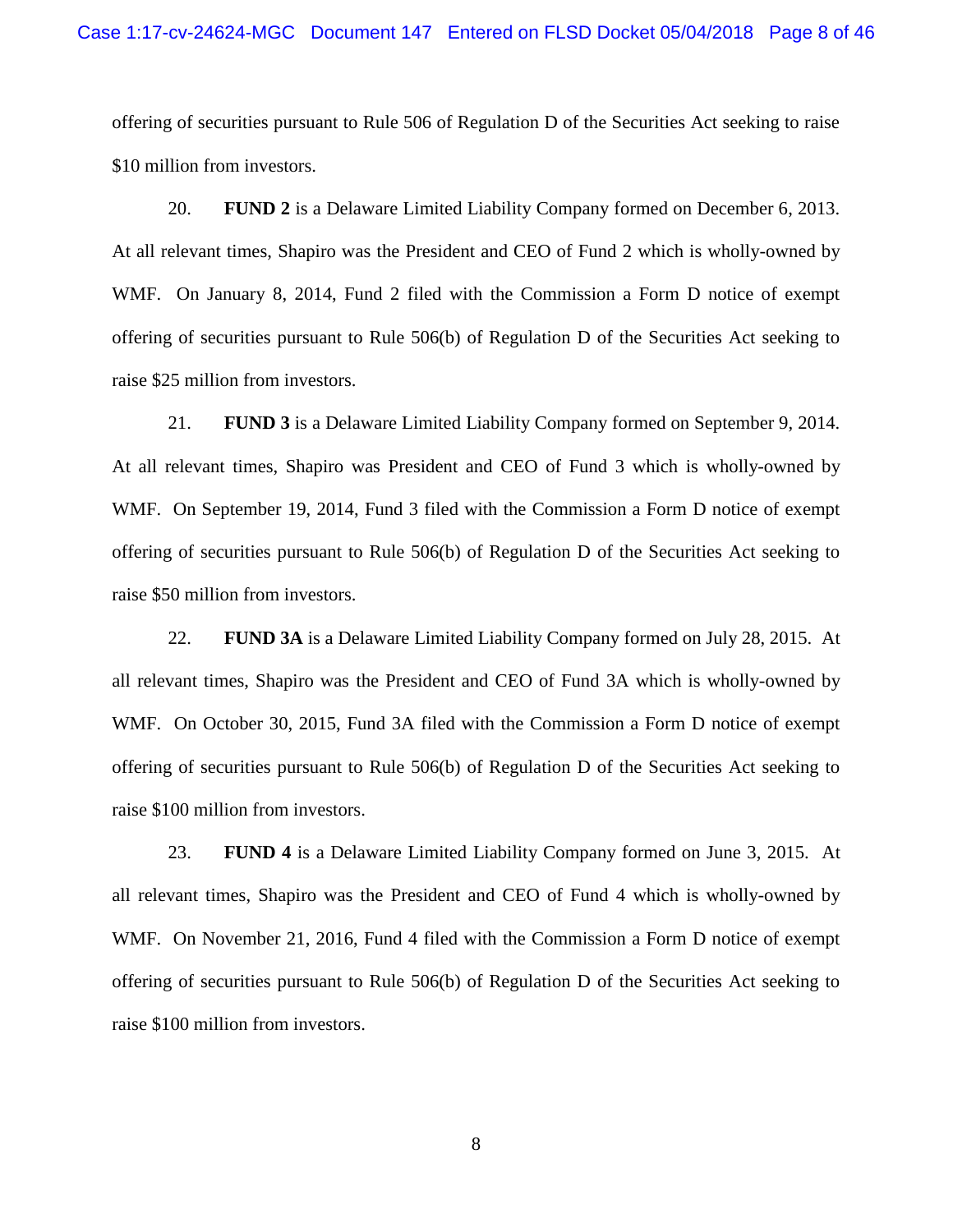offering of securities pursuant to Rule 506 of Regulation D of the Securities Act seeking to raise $10 million from investors.

20. **FUND 2** is a Delaware Limited Liability Company formed on December 6, 2013. At all relevant times, Shapiro was the President and CEO of Fund 2 which is wholly-owned by WMF. On January 8, 2014, Fund 2 filed with the Commission a Form D notice of exempt offering of securities pursuant to Rule 506(b) of Regulation D of the Securities Act seeking to raise $25 million from investors.

21. **FUND 3** is a Delaware Limited Liability Company formed on September 9, 2014. At all relevant times, Shapiro was President and CEO of Fund 3 which is wholly-owned by WMF. On September 19, 2014, Fund 3 filed with the Commission a Form D notice of exempt offering of securities pursuant to Rule 506(b) of Regulation D of the Securities Act seeking to raise $50 million from investors.

22. **FUND 3A** is a Delaware Limited Liability Company formed on July 28, 2015. At all relevant times, Shapiro was the President and CEO of Fund 3A which is wholly-owned by WMF. On October 30, 2015, Fund 3A filed with the Commission a Form D notice of exempt offering of securities pursuant to Rule 506(b) of Regulation D of the Securities Act seeking to raise $100 million from investors.

23. **FUND 4** is a Delaware Limited Liability Company formed on June 3, 2015. At all relevant times, Shapiro was the President and CEO of Fund 4 which is wholly-owned by WMF. On November 21, 2016, Fund 4 filed with the Commission a Form D notice of exempt offering of securities pursuant to Rule 506(b) of Regulation D of the Securities Act seeking to raise $100 million from investors.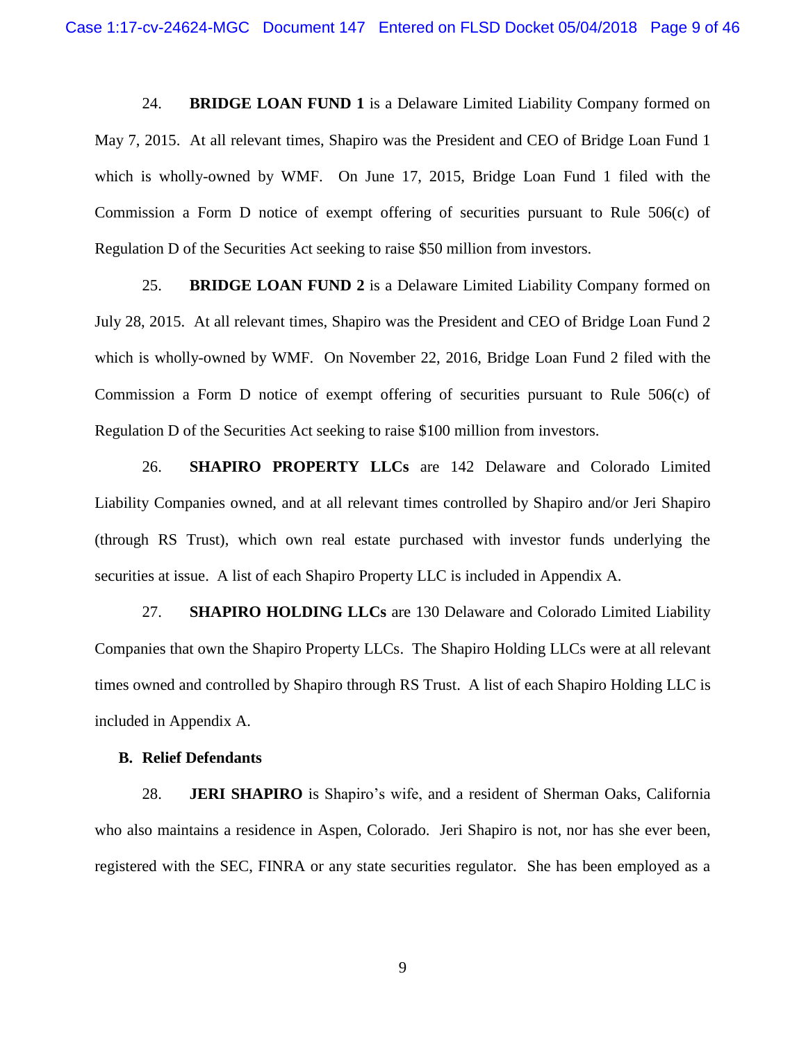24. **BRIDGE LOAN FUND 1** is a Delaware Limited Liability Company formed on May 7, 2015. At all relevant times, Shapiro was the President and CEO of Bridge Loan Fund 1 which is wholly-owned by WMF. On June 17, 2015, Bridge Loan Fund 1 filed with the Commission a Form D notice of exempt offering of securities pursuant to Rule 506(c) of Regulation D of the Securities Act seeking to raise $50 million from investors.

25. **BRIDGE LOAN FUND 2** is a Delaware Limited Liability Company formed on July 28, 2015. At all relevant times, Shapiro was the President and CEO of Bridge Loan Fund 2 which is wholly-owned by WMF. On November 22, 2016, Bridge Loan Fund 2 filed with the Commission a Form D notice of exempt offering of securities pursuant to Rule 506(c) of Regulation D of the Securities Act seeking to raise $100 million from investors.

26. **SHAPIRO PROPERTY LLCs** are 142 Delaware and Colorado Limited Liability Companies owned, and at all relevant times controlled by Shapiro and/or Jeri Shapiro (through RS Trust), which own real estate purchased with investor funds underlying the securities at issue. A list of each Shapiro Property LLC is included in Appendix A.

27. **SHAPIRO HOLDING LLCs** are 130 Delaware and Colorado Limited Liability Companies that own the Shapiro Property LLCs. The Shapiro Holding LLCs were at all relevant times owned and controlled by Shapiro through RS Trust. A list of each Shapiro Holding LLC is included in Appendix A.

**B. Relief Defendants**

28. **JERI SHAPIRO** is Shapiro's wife, and a resident of Sherman Oaks, California who also maintains a residence in Aspen, Colorado. Jeri Shapiro is not, nor has she ever been, registered with the SEC, FINRA or any state securities regulator. She has been employed as a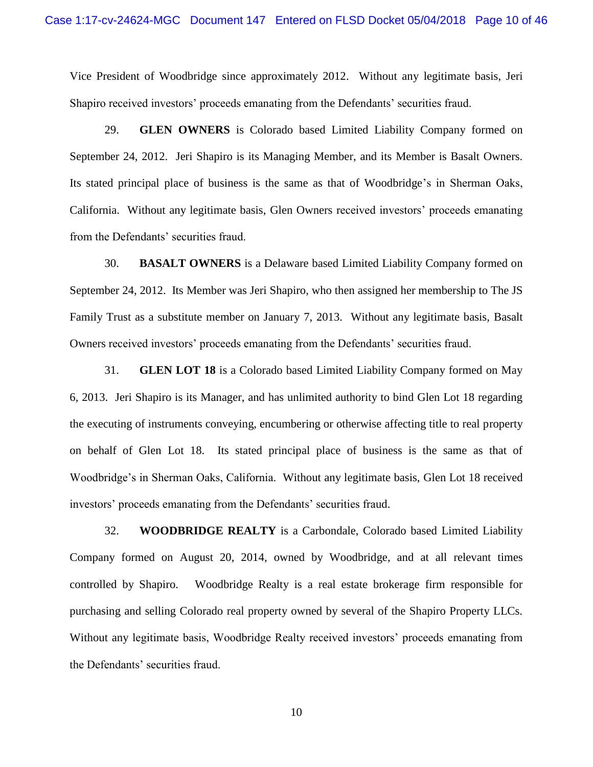Vice President of Woodbridge since approximately 2012. Without any legitimate basis, Jeri Shapiro received investors' proceeds emanating from the Defendants' securities fraud.

29. **GLEN OWNERS** is Colorado based Limited Liability Company formed on September 24, 2012. Jeri Shapiro is its Managing Member, and its Member is Basalt Owners. Its stated principal place of business is the same as that of Woodbridge's in Sherman Oaks, California. Without any legitimate basis, Glen Owners received investors' proceeds emanating from the Defendants' securities fraud.

30. **BASALT OWNERS** is a Delaware based Limited Liability Company formed on September 24, 2012. Its Member was Jeri Shapiro, who then assigned her membership to The JS Family Trust as a substitute member on January 7, 2013. Without any legitimate basis, Basalt Owners received investors' proceeds emanating from the Defendants' securities fraud.

31. **GLEN LOT 18** is a Colorado based Limited Liability Company formed on May 6, 2013. Jeri Shapiro is its Manager, and has unlimited authority to bind Glen Lot 18 regarding the executing of instruments conveying, encumbering or otherwise affecting title to real property on behalf of Glen Lot 18. Its stated principal place of business is the same as that of Woodbridge's in Sherman Oaks, California. Without any legitimate basis, Glen Lot 18 received investors' proceeds emanating from the Defendants' securities fraud.

32. **WOODBRIDGE REALTY** is a Carbondale, Colorado based Limited Liability Company formed on August 20, 2014, owned by Woodbridge, and at all relevant times controlled by Shapiro. Woodbridge Realty is a real estate brokerage firm responsible for purchasing and selling Colorado real property owned by several of the Shapiro Property LLCs. Without any legitimate basis, Woodbridge Realty received investors' proceeds emanating from the Defendants' securities fraud.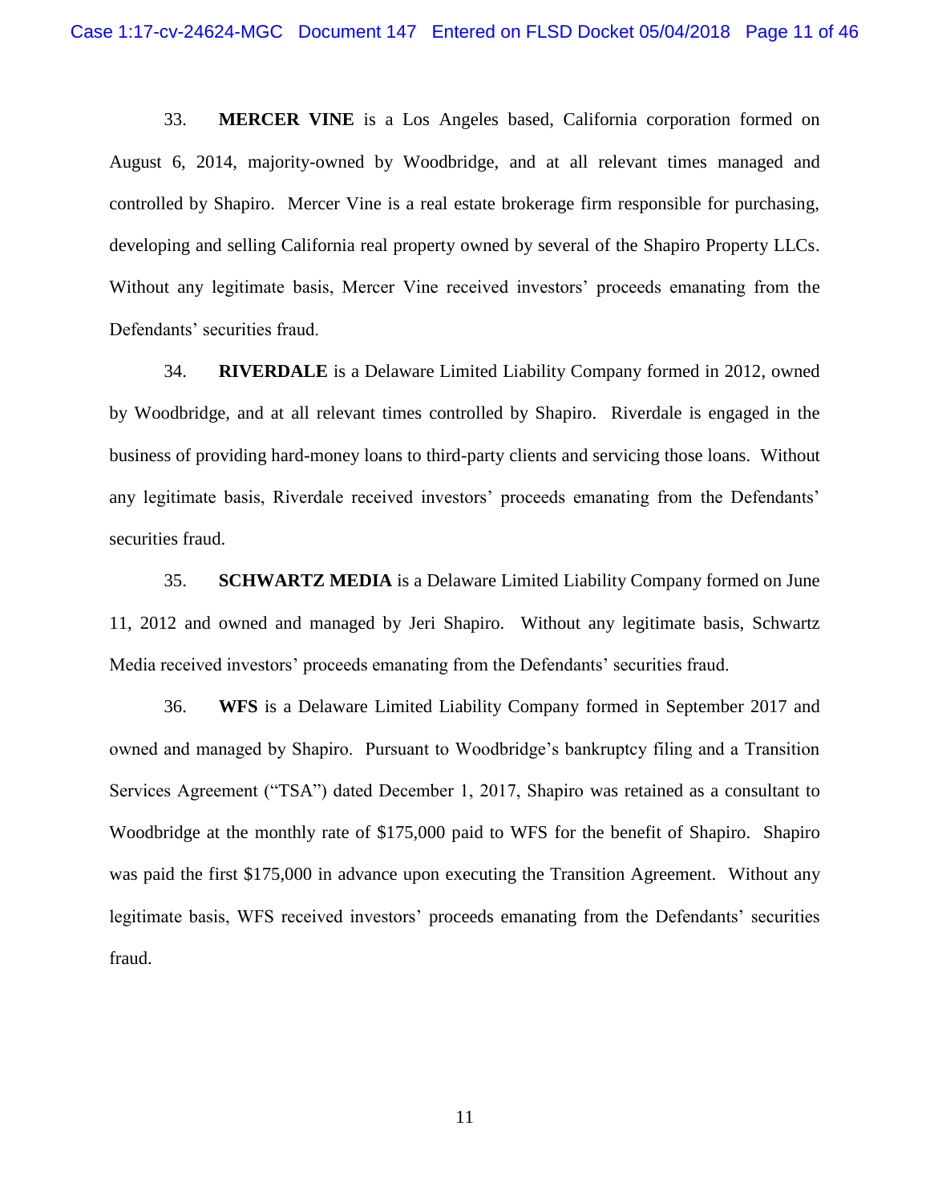33. **MERCER VINE** is a Los Angeles based, California corporation formed on August 6, 2014, majority-owned by Woodbridge, and at all relevant times managed and controlled by Shapiro. Mercer Vine is a real estate brokerage firm responsible for purchasing, developing and selling California real property owned by several of the Shapiro Property LLCs. Without any legitimate basis, Mercer Vine received investors' proceeds emanating from the Defendants' securities fraud.

34. **RIVERDALE** is a Delaware Limited Liability Company formed in 2012, owned by Woodbridge, and at all relevant times controlled by Shapiro. Riverdale is engaged in the business of providing hard-money loans to third-party clients and servicing those loans. Without any legitimate basis, Riverdale received investors' proceeds emanating from the Defendants' securities fraud.

35. **SCHWARTZ MEDIA** is a Delaware Limited Liability Company formed on June 11, 2012 and owned and managed by Jeri Shapiro. Without any legitimate basis, Schwartz Media received investors' proceeds emanating from the Defendants' securities fraud.

36. **WFS** is a Delaware Limited Liability Company formed in September 2017 and owned and managed by Shapiro. Pursuant to Woodbridge's bankruptcy filing and a Transition Services Agreement ("TSA") dated December 1, 2017, Shapiro was retained as a consultant to Woodbridge at the monthly rate of $175,000 paid to WFS for the benefit of Shapiro. Shapiro was paid the first $175,000 in advance upon executing the Transition Agreement. Without any legitimate basis, WFS received investors' proceeds emanating from the Defendants' securities fraud.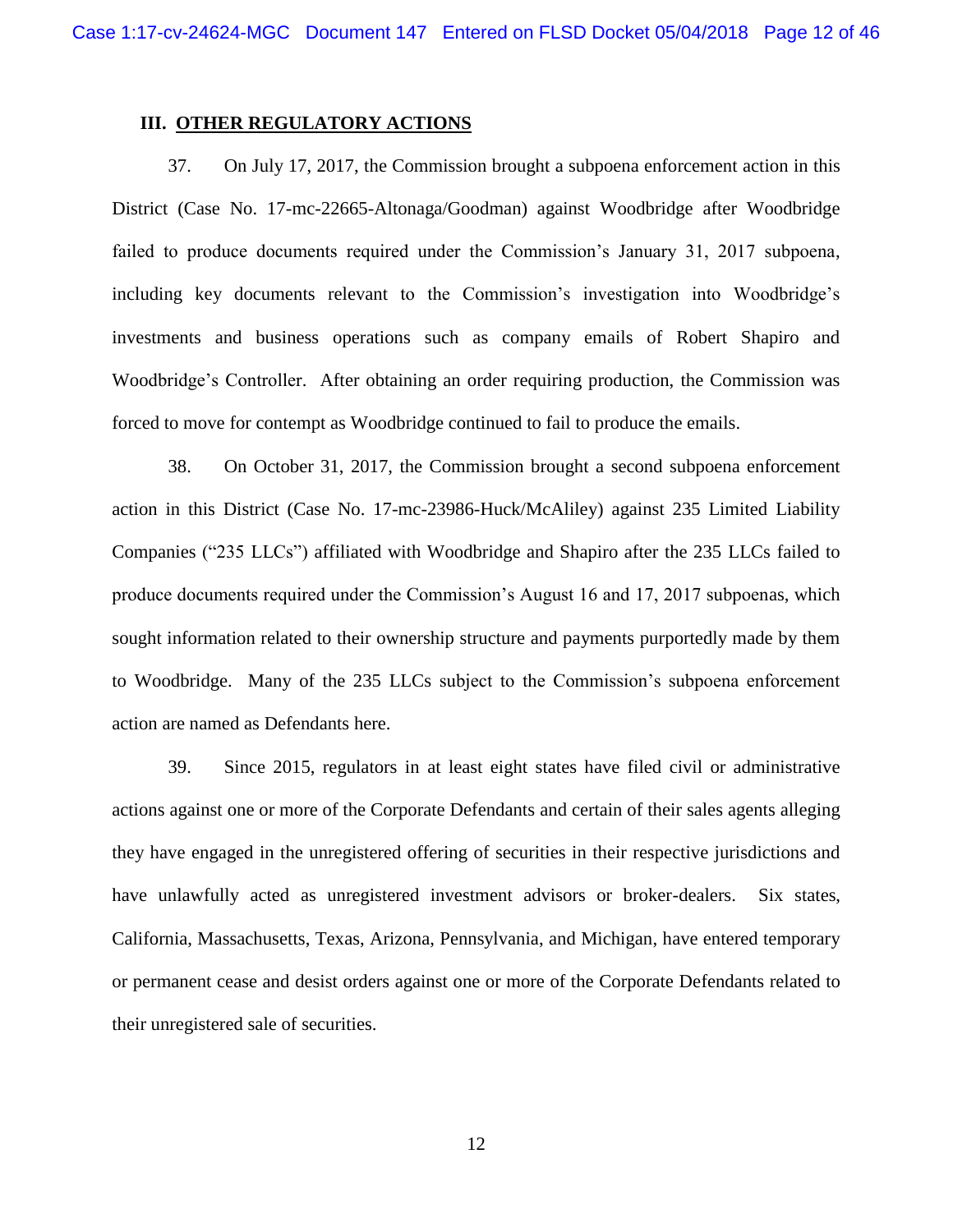## III. OTHER REGULATORY ACTIONS

37. On July 17, 2017, the Commission brought a subpoena enforcement action in this District (Case No. 17-mc-22665-Altonaga/Goodman) against Woodbridge after Woodbridge failed to produce documents required under the Commission's January 31, 2017 subpoena, including key documents relevant to the Commission's investigation into Woodbridge's investments and business operations such as company emails of Robert Shapiro and Woodbridge's Controller. After obtaining an order requiring production, the Commission was forced to move for contempt as Woodbridge continued to fail to produce the emails.

38. On October 31, 2017, the Commission brought a second subpoena enforcement action in this District (Case No. 17-mc-23986-Huck/McAliley) against 235 Limited Liability Companies ("235 LLCs") affiliated with Woodbridge and Shapiro after the 235 LLCs failed to produce documents required under the Commission's August 16 and 17, 2017 subpoenas, which sought information related to their ownership structure and payments purportedly made by them to Woodbridge. Many of the 235 LLCs subject to the Commission's subpoena enforcement action are named as Defendants here.

39. Since 2015, regulators in at least eight states have filed civil or administrative actions against one or more of the Corporate Defendants and certain of their sales agents alleging they have engaged in the unregistered offering of securities in their respective jurisdictions and have unlawfully acted as unregistered investment advisors or broker-dealers. Six states, California, Massachusetts, Texas, Arizona, Pennsylvania, and Michigan, have entered temporary or permanent cease and desist orders against one or more of the Corporate Defendants related to their unregistered sale of securities.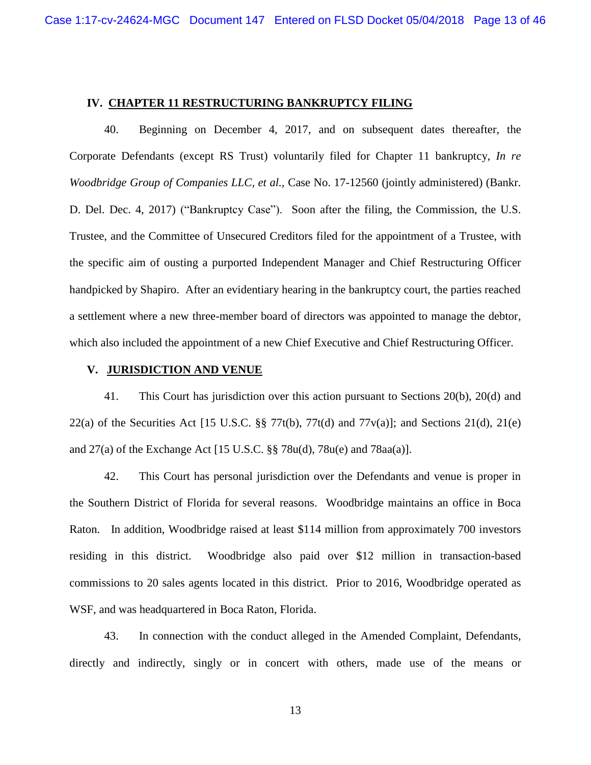## IV. CHAPTER 11 RESTRUCTURING BANKRUPTCY FILING

40. Beginning on December 4, 2017, and on subsequent dates thereafter, the Corporate Defendants (except RS Trust) voluntarily filed for Chapter 11 bankruptcy, *In re Woodbridge Group of Companies LLC, et al.*, Case No. 17-12560 (jointly administered) (Bankr. D. Del. Dec. 4, 2017) ("Bankruptcy Case"). Soon after the filing, the Commission, the U.S. Trustee, and the Committee of Unsecured Creditors filed for the appointment of a Trustee, with the specific aim of ousting a purported Independent Manager and Chief Restructuring Officer handpicked by Shapiro. After an evidentiary hearing in the bankruptcy court, the parties reached a settlement where a new three-member board of directors was appointed to manage the debtor, which also included the appointment of a new Chief Executive and Chief Restructuring Officer.

## V. JURISDICTION AND VENUE

41. This Court has jurisdiction over this action pursuant to Sections 20(b), 20(d) and 22(a) of the Securities Act [15 U.S.C. §§ 77t(b), 77t(d) and 77v(a)]; and Sections 21(d), 21(e) and 27(a) of the Exchange Act [15 U.S.C. §§ 78u(d), 78u(e) and 78aa(a)].

42. This Court has personal jurisdiction over the Defendants and venue is proper in the Southern District of Florida for several reasons. Woodbridge maintains an office in Boca Raton. In addition, Woodbridge raised at least $114 million from approximately 700 investors residing in this district. Woodbridge also paid over $12 million in transaction-based commissions to 20 sales agents located in this district. Prior to 2016, Woodbridge operated as WSF, and was headquartered in Boca Raton, Florida.

43. In connection with the conduct alleged in the Amended Complaint, Defendants, directly and indirectly, singly or in concert with others, made use of the means or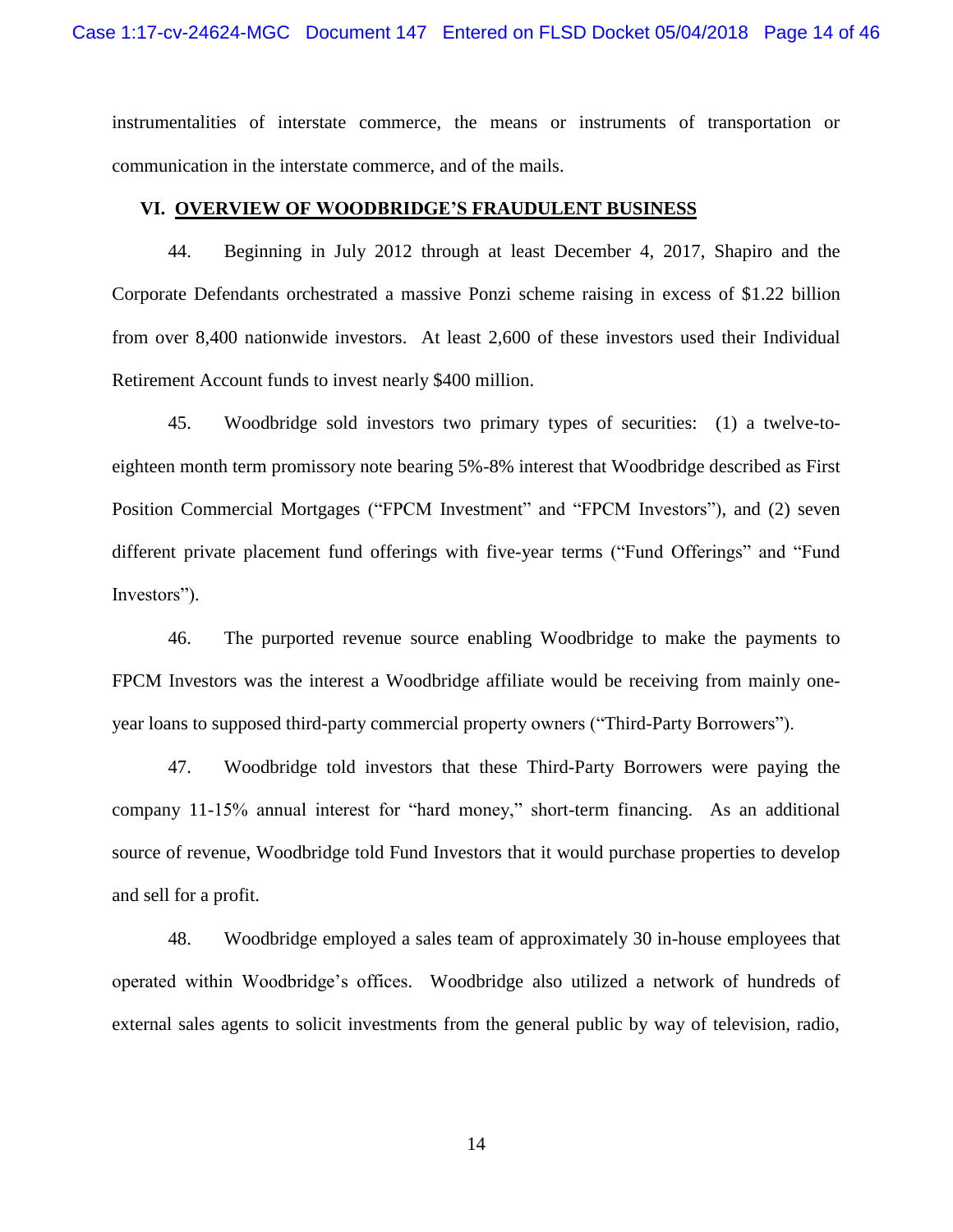instrumentalities of interstate commerce, the means or instruments of transportation or communication in the interstate commerce, and of the mails.

## VI. OVERVIEW OF WOODBRIDGE'S FRAUDULENT BUSINESS

44. Beginning in July 2012 through at least December 4, 2017, Shapiro and the Corporate Defendants orchestrated a massive Ponzi scheme raising in excess of $1.22 billion from over 8,400 nationwide investors. At least 2,600 of these investors used their Individual Retirement Account funds to invest nearly $400 million.

45. Woodbridge sold investors two primary types of securities: (1) a twelve-to-eighteen month term promissory note bearing 5%-8% interest that Woodbridge described as First Position Commercial Mortgages ("FPCM Investment" and "FPCM Investors"), and (2) seven different private placement fund offerings with five-year terms ("Fund Offerings" and "Fund Investors").

46. The purported revenue source enabling Woodbridge to make the payments to FPCM Investors was the interest a Woodbridge affiliate would be receiving from mainly one-year loans to supposed third-party commercial property owners ("Third-Party Borrowers").

47. Woodbridge told investors that these Third-Party Borrowers were paying the company 11-15% annual interest for "hard money," short-term financing. As an additional source of revenue, Woodbridge told Fund Investors that it would purchase properties to develop and sell for a profit.

48. Woodbridge employed a sales team of approximately 30 in-house employees that operated within Woodbridge's offices. Woodbridge also utilized a network of hundreds of external sales agents to solicit investments from the general public by way of television, radio,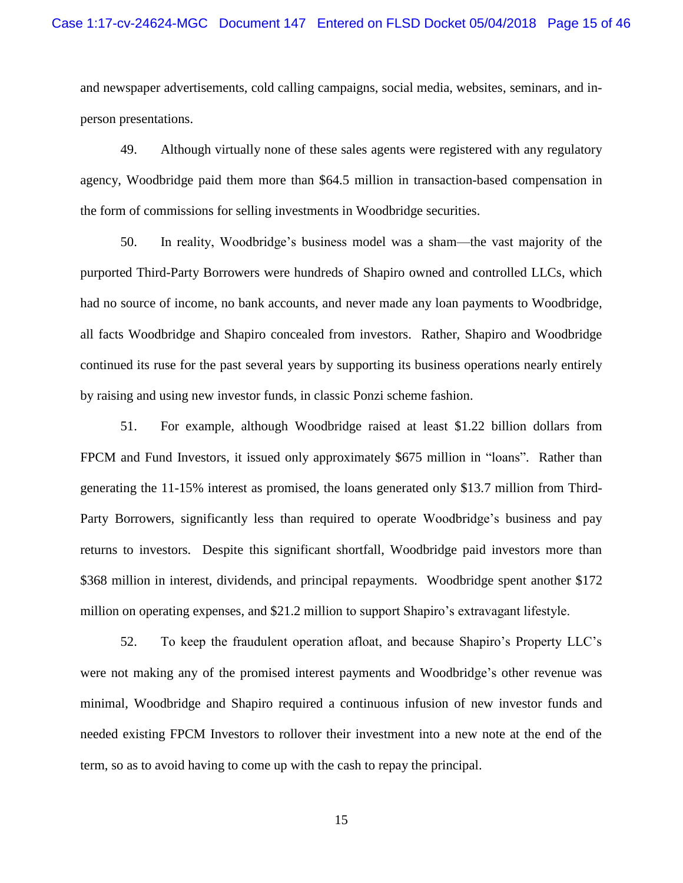and newspaper advertisements, cold calling campaigns, social media, websites, seminars, and in-person presentations.

49. Although virtually none of these sales agents were registered with any regulatory agency, Woodbridge paid them more than $64.5 million in transaction-based compensation in the form of commissions for selling investments in Woodbridge securities.

50. In reality, Woodbridge's business model was a sham—the vast majority of the purported Third-Party Borrowers were hundreds of Shapiro owned and controlled LLCs, which had no source of income, no bank accounts, and never made any loan payments to Woodbridge, all facts Woodbridge and Shapiro concealed from investors. Rather, Shapiro and Woodbridge continued its ruse for the past several years by supporting its business operations nearly entirely by raising and using new investor funds, in classic Ponzi scheme fashion.

51. For example, although Woodbridge raised at least $1.22 billion dollars from FPCM and Fund Investors, it issued only approximately $675 million in "loans". Rather than generating the 11-15% interest as promised, the loans generated only $13.7 million from Third-Party Borrowers, significantly less than required to operate Woodbridge's business and pay returns to investors. Despite this significant shortfall, Woodbridge paid investors more than $368 million in interest, dividends, and principal repayments. Woodbridge spent another $172 million on operating expenses, and $21.2 million to support Shapiro's extravagant lifestyle.

52. To keep the fraudulent operation afloat, and because Shapiro's Property LLC's were not making any of the promised interest payments and Woodbridge's other revenue was minimal, Woodbridge and Shapiro required a continuous infusion of new investor funds and needed existing FPCM Investors to rollover their investment into a new note at the end of the term, so as to avoid having to come up with the cash to repay the principal.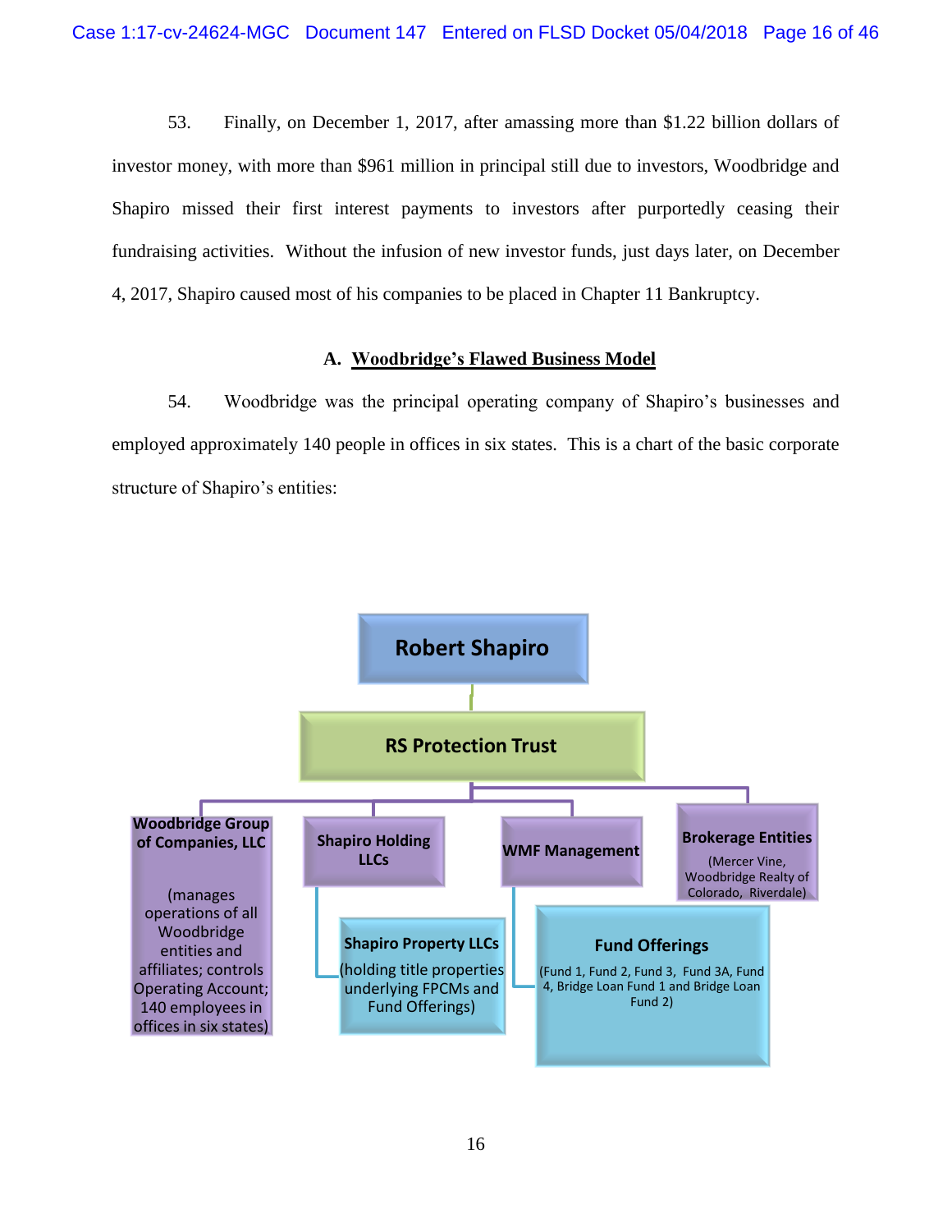53. Finally, on December 1, 2017, after amassing more than $1.22 billion dollars of investor money, with more than $961 million in principal still due to investors, Woodbridge and Shapiro missed their first interest payments to investors after purportedly ceasing their fundraising activities. Without the infusion of new investor funds, just days later, on December 4, 2017, Shapiro caused most of his companies to be placed in Chapter 11 Bankruptcy.

### A. Woodbridge's Flawed Business Model

54. Woodbridge was the principal operating company of Shapiro's businesses and employed approximately 140 people in offices in six states. This is a chart of the basic corporate structure of Shapiro's entities:

**Robert Shapiro**

**RS Protection Trust**

- **Woodbridge Group of Companies, LLC** (manages operations of all Woodbridge entities and affiliates; controls Operating Account; 140 employees in offices in six states)
- **Shapiro Holding LLCs**
  - **Shapiro Property LLCs** (holding title properties underlying FPCMs and Fund Offerings)
- **WMF Management**
  - **Fund Offerings** (Fund 1, Fund 2, Fund 3, Fund 3A, Fund 4, Bridge Loan Fund 1 and Bridge Loan Fund 2)
- **Brokerage Entities** (Mercer Vine, Woodbridge Realty of Colorado, Riverdale)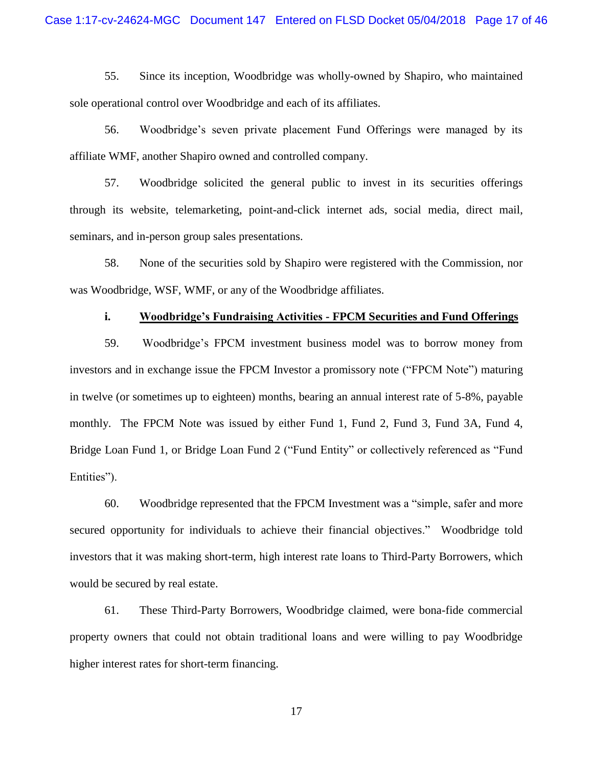55. Since its inception, Woodbridge was wholly-owned by Shapiro, who maintained sole operational control over Woodbridge and each of its affiliates.

56. Woodbridge's seven private placement Fund Offerings were managed by its affiliate WMF, another Shapiro owned and controlled company.

57. Woodbridge solicited the general public to invest in its securities offerings through its website, telemarketing, point-and-click internet ads, social media, direct mail, seminars, and in-person group sales presentations.

58. None of the securities sold by Shapiro were registered with the Commission, nor was Woodbridge, WSF, WMF, or any of the Woodbridge affiliates.

**i. <u>Woodbridge's Fundraising Activities - FPCM Securities and Fund Offerings</u>**

59. Woodbridge's FPCM investment business model was to borrow money from investors and in exchange issue the FPCM Investor a promissory note ("FPCM Note") maturing in twelve (or sometimes up to eighteen) months, bearing an annual interest rate of 5-8%, payable monthly. The FPCM Note was issued by either Fund 1, Fund 2, Fund 3, Fund 3A, Fund 4, Bridge Loan Fund 1, or Bridge Loan Fund 2 ("Fund Entity" or collectively referenced as "Fund Entities").

60. Woodbridge represented that the FPCM Investment was a "simple, safer and more secured opportunity for individuals to achieve their financial objectives." Woodbridge told investors that it was making short-term, high interest rate loans to Third-Party Borrowers, which would be secured by real estate.

61. These Third-Party Borrowers, Woodbridge claimed, were bona-fide commercial property owners that could not obtain traditional loans and were willing to pay Woodbridge higher interest rates for short-term financing.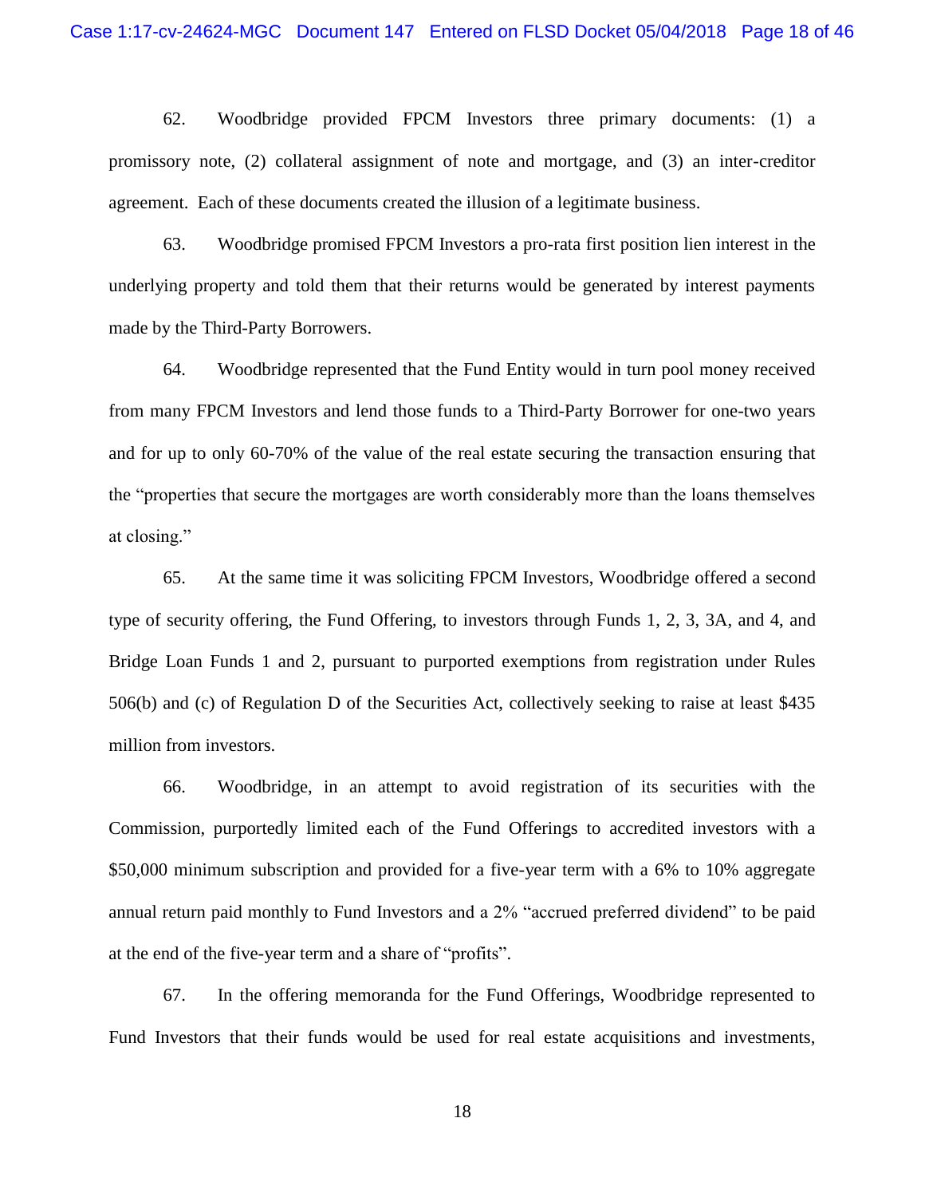62. Woodbridge provided FPCM Investors three primary documents: (1) a promissory note, (2) collateral assignment of note and mortgage, and (3) an inter-creditor agreement. Each of these documents created the illusion of a legitimate business.

63. Woodbridge promised FPCM Investors a pro-rata first position lien interest in the underlying property and told them that their returns would be generated by interest payments made by the Third-Party Borrowers.

64. Woodbridge represented that the Fund Entity would in turn pool money received from many FPCM Investors and lend those funds to a Third-Party Borrower for one-two years and for up to only 60-70% of the value of the real estate securing the transaction ensuring that the "properties that secure the mortgages are worth considerably more than the loans themselves at closing."

65. At the same time it was soliciting FPCM Investors, Woodbridge offered a second type of security offering, the Fund Offering, to investors through Funds 1, 2, 3, 3A, and 4, and Bridge Loan Funds 1 and 2, pursuant to purported exemptions from registration under Rules 506(b) and (c) of Regulation D of the Securities Act, collectively seeking to raise at least $435 million from investors.

66. Woodbridge, in an attempt to avoid registration of its securities with the Commission, purportedly limited each of the Fund Offerings to accredited investors with a $50,000 minimum subscription and provided for a five-year term with a 6% to 10% aggregate annual return paid monthly to Fund Investors and a 2% "accrued preferred dividend" to be paid at the end of the five-year term and a share of "profits".

67. In the offering memoranda for the Fund Offerings, Woodbridge represented to Fund Investors that their funds would be used for real estate acquisitions and investments,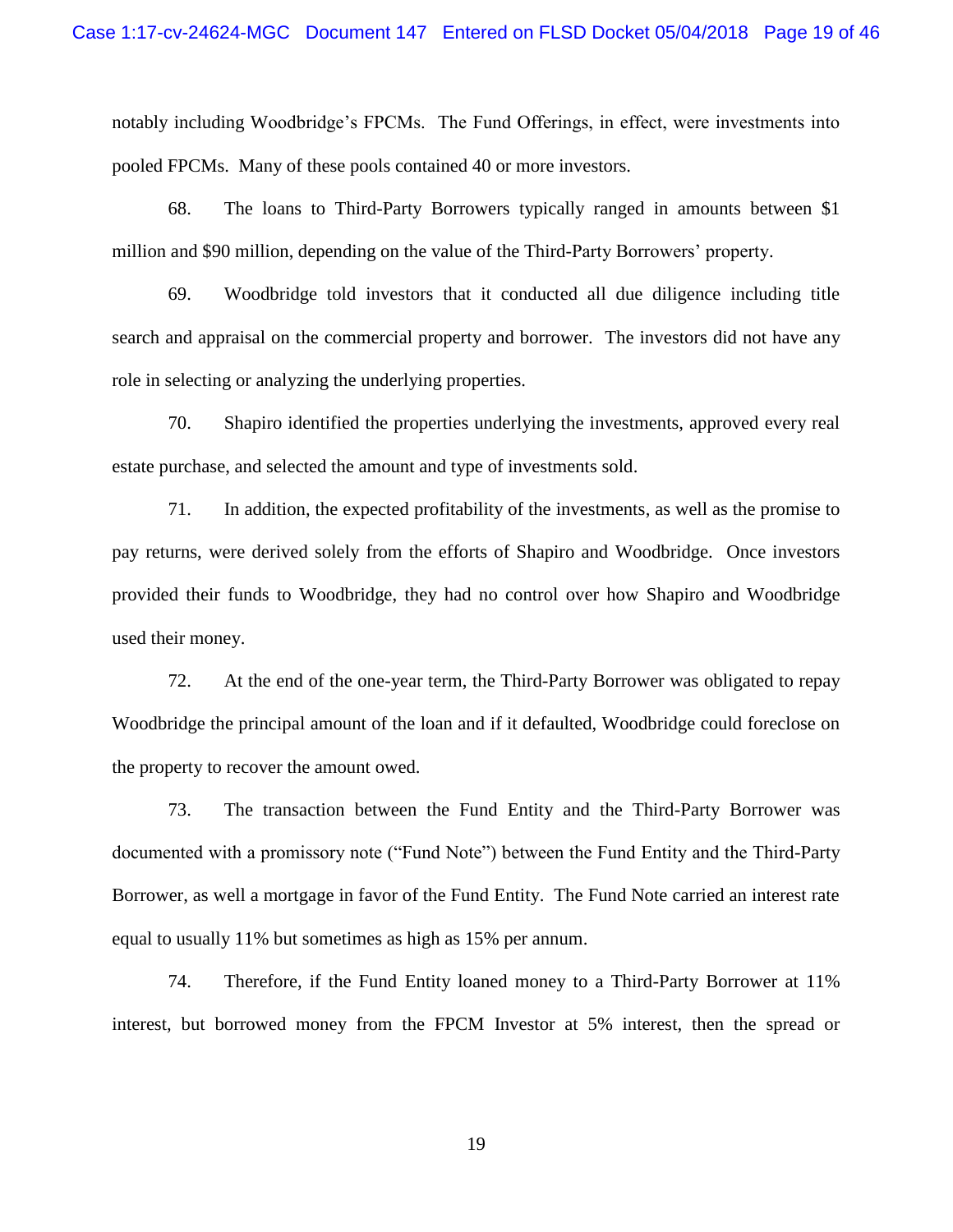notably including Woodbridge's FPCMs. The Fund Offerings, in effect, were investments into pooled FPCMs. Many of these pools contained 40 or more investors.

68. The loans to Third-Party Borrowers typically ranged in amounts between $1 million and $90 million, depending on the value of the Third-Party Borrowers' property.

69. Woodbridge told investors that it conducted all due diligence including title search and appraisal on the commercial property and borrower. The investors did not have any role in selecting or analyzing the underlying properties.

70. Shapiro identified the properties underlying the investments, approved every real estate purchase, and selected the amount and type of investments sold.

71. In addition, the expected profitability of the investments, as well as the promise to pay returns, were derived solely from the efforts of Shapiro and Woodbridge. Once investors provided their funds to Woodbridge, they had no control over how Shapiro and Woodbridge used their money.

72. At the end of the one-year term, the Third-Party Borrower was obligated to repay Woodbridge the principal amount of the loan and if it defaulted, Woodbridge could foreclose on the property to recover the amount owed.

73. The transaction between the Fund Entity and the Third-Party Borrower was documented with a promissory note ("Fund Note") between the Fund Entity and the Third-Party Borrower, as well a mortgage in favor of the Fund Entity. The Fund Note carried an interest rate equal to usually 11% but sometimes as high as 15% per annum.

74. Therefore, if the Fund Entity loaned money to a Third-Party Borrower at 11% interest, but borrowed money from the FPCM Investor at 5% interest, then the spread or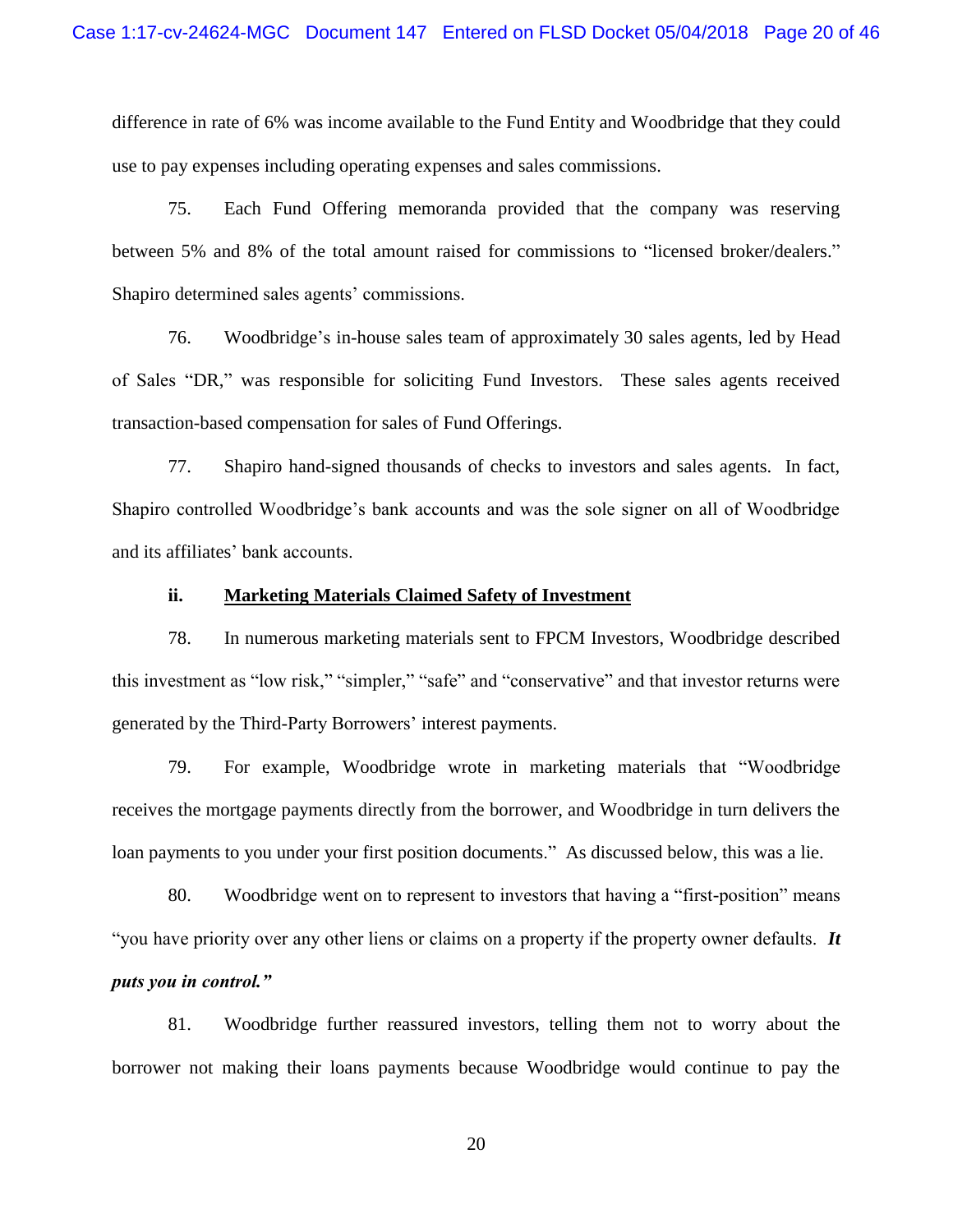difference in rate of 6% was income available to the Fund Entity and Woodbridge that they could use to pay expenses including operating expenses and sales commissions.

75. Each Fund Offering memoranda provided that the company was reserving between 5% and 8% of the total amount raised for commissions to "licensed broker/dealers." Shapiro determined sales agents' commissions.

76. Woodbridge's in-house sales team of approximately 30 sales agents, led by Head of Sales "DR," was responsible for soliciting Fund Investors. These sales agents received transaction-based compensation for sales of Fund Offerings.

77. Shapiro hand-signed thousands of checks to investors and sales agents. In fact, Shapiro controlled Woodbridge's bank accounts and was the sole signer on all of Woodbridge and its affiliates' bank accounts.

### ii. <u>Marketing Materials Claimed Safety of Investment</u>

78. In numerous marketing materials sent to FPCM Investors, Woodbridge described this investment as "low risk," "simpler," "safe" and "conservative" and that investor returns were generated by the Third-Party Borrowers' interest payments.

79. For example, Woodbridge wrote in marketing materials that "Woodbridge receives the mortgage payments directly from the borrower, and Woodbridge in turn delivers the loan payments to you under your first position documents." As discussed below, this was a lie.

80. Woodbridge went on to represent to investors that having a "first-position" means "you have priority over any other liens or claims on a property if the property owner defaults. ***It puts you in control.***"

81. Woodbridge further reassured investors, telling them not to worry about the borrower not making their loans payments because Woodbridge would continue to pay the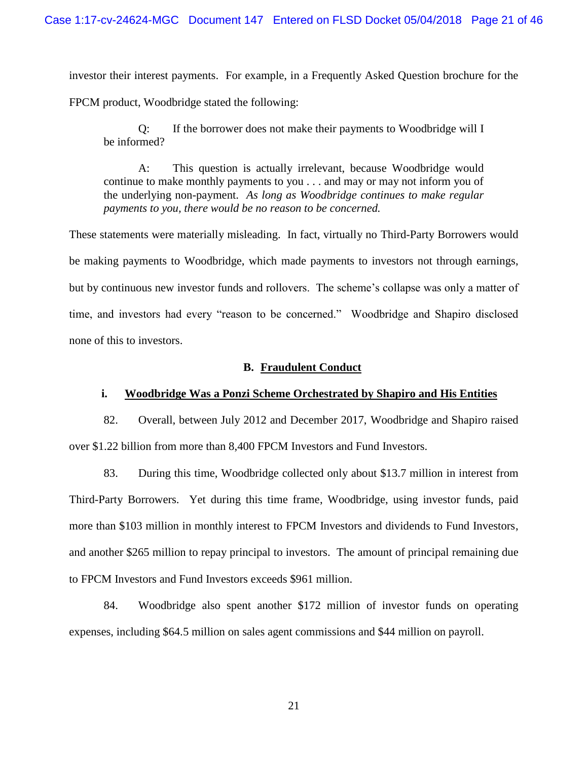investor their interest payments. For example, in a Frequently Asked Question brochure for the FPCM product, Woodbridge stated the following:

> Q: If the borrower does not make their payments to Woodbridge will I be informed?
>
> A: This question is actually irrelevant, because Woodbridge would continue to make monthly payments to you . . . and may or may not inform you of the underlying non-payment. *As long as Woodbridge continues to make regular payments to you, there would be no reason to be concerned.*

These statements were materially misleading. In fact, virtually no Third-Party Borrowers would be making payments to Woodbridge, which made payments to investors not through earnings, but by continuous new investor funds and rollovers. The scheme's collapse was only a matter of time, and investors had every "reason to be concerned." Woodbridge and Shapiro disclosed none of this to investors.

## B. Fraudulent Conduct

### i. Woodbridge Was a Ponzi Scheme Orchestrated by Shapiro and His Entities

82. Overall, between July 2012 and December 2017, Woodbridge and Shapiro raised over $1.22 billion from more than 8,400 FPCM Investors and Fund Investors.

83. During this time, Woodbridge collected only about $13.7 million in interest from Third-Party Borrowers. Yet during this time frame, Woodbridge, using investor funds, paid more than $103 million in monthly interest to FPCM Investors and dividends to Fund Investors, and another $265 million to repay principal to investors. The amount of principal remaining due to FPCM Investors and Fund Investors exceeds $961 million.

84. Woodbridge also spent another $172 million of investor funds on operating expenses, including $64.5 million on sales agent commissions and $44 million on payroll.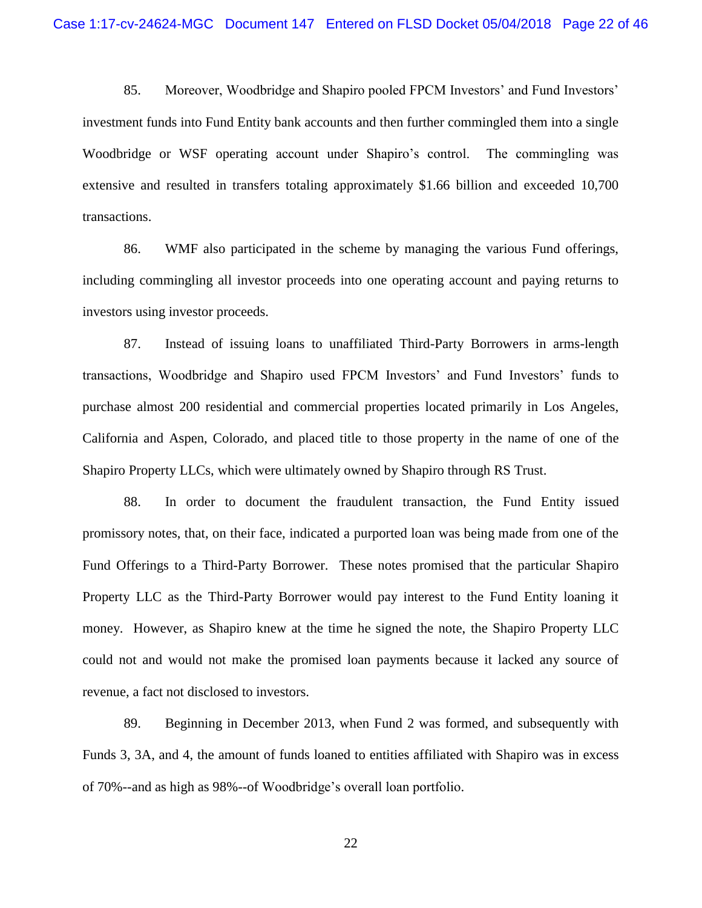85. Moreover, Woodbridge and Shapiro pooled FPCM Investors' and Fund Investors' investment funds into Fund Entity bank accounts and then further commingled them into a single Woodbridge or WSF operating account under Shapiro's control. The commingling was extensive and resulted in transfers totaling approximately $1.66 billion and exceeded 10,700 transactions.

86. WMF also participated in the scheme by managing the various Fund offerings, including commingling all investor proceeds into one operating account and paying returns to investors using investor proceeds.

87. Instead of issuing loans to unaffiliated Third-Party Borrowers in arms-length transactions, Woodbridge and Shapiro used FPCM Investors' and Fund Investors' funds to purchase almost 200 residential and commercial properties located primarily in Los Angeles, California and Aspen, Colorado, and placed title to those property in the name of one of the Shapiro Property LLCs, which were ultimately owned by Shapiro through RS Trust.

88. In order to document the fraudulent transaction, the Fund Entity issued promissory notes, that, on their face, indicated a purported loan was being made from one of the Fund Offerings to a Third-Party Borrower. These notes promised that the particular Shapiro Property LLC as the Third-Party Borrower would pay interest to the Fund Entity loaning it money. However, as Shapiro knew at the time he signed the note, the Shapiro Property LLC could not and would not make the promised loan payments because it lacked any source of revenue, a fact not disclosed to investors.

89. Beginning in December 2013, when Fund 2 was formed, and subsequently with Funds 3, 3A, and 4, the amount of funds loaned to entities affiliated with Shapiro was in excess of 70%--and as high as 98%--of Woodbridge's overall loan portfolio.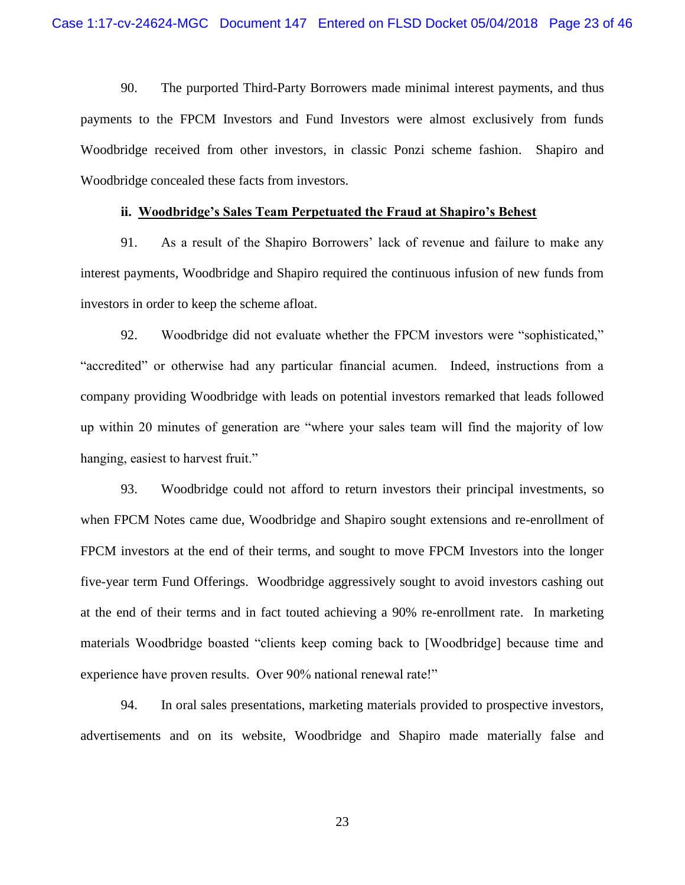90. The purported Third-Party Borrowers made minimal interest payments, and thus payments to the FPCM Investors and Fund Investors were almost exclusively from funds Woodbridge received from other investors, in classic Ponzi scheme fashion. Shapiro and Woodbridge concealed these facts from investors.

**ii. <u>Woodbridge's Sales Team Perpetuated the Fraud at Shapiro's Behest</u>**

91. As a result of the Shapiro Borrowers' lack of revenue and failure to make any interest payments, Woodbridge and Shapiro required the continuous infusion of new funds from investors in order to keep the scheme afloat.

92. Woodbridge did not evaluate whether the FPCM investors were "sophisticated," "accredited" or otherwise had any particular financial acumen. Indeed, instructions from a company providing Woodbridge with leads on potential investors remarked that leads followed up within 20 minutes of generation are "where your sales team will find the majority of low hanging, easiest to harvest fruit."

93. Woodbridge could not afford to return investors their principal investments, so when FPCM Notes came due, Woodbridge and Shapiro sought extensions and re-enrollment of FPCM investors at the end of their terms, and sought to move FPCM Investors into the longer five-year term Fund Offerings. Woodbridge aggressively sought to avoid investors cashing out at the end of their terms and in fact touted achieving a 90% re-enrollment rate. In marketing materials Woodbridge boasted "clients keep coming back to [Woodbridge] because time and experience have proven results. Over 90% national renewal rate!"

94. In oral sales presentations, marketing materials provided to prospective investors, advertisements and on its website, Woodbridge and Shapiro made materially false and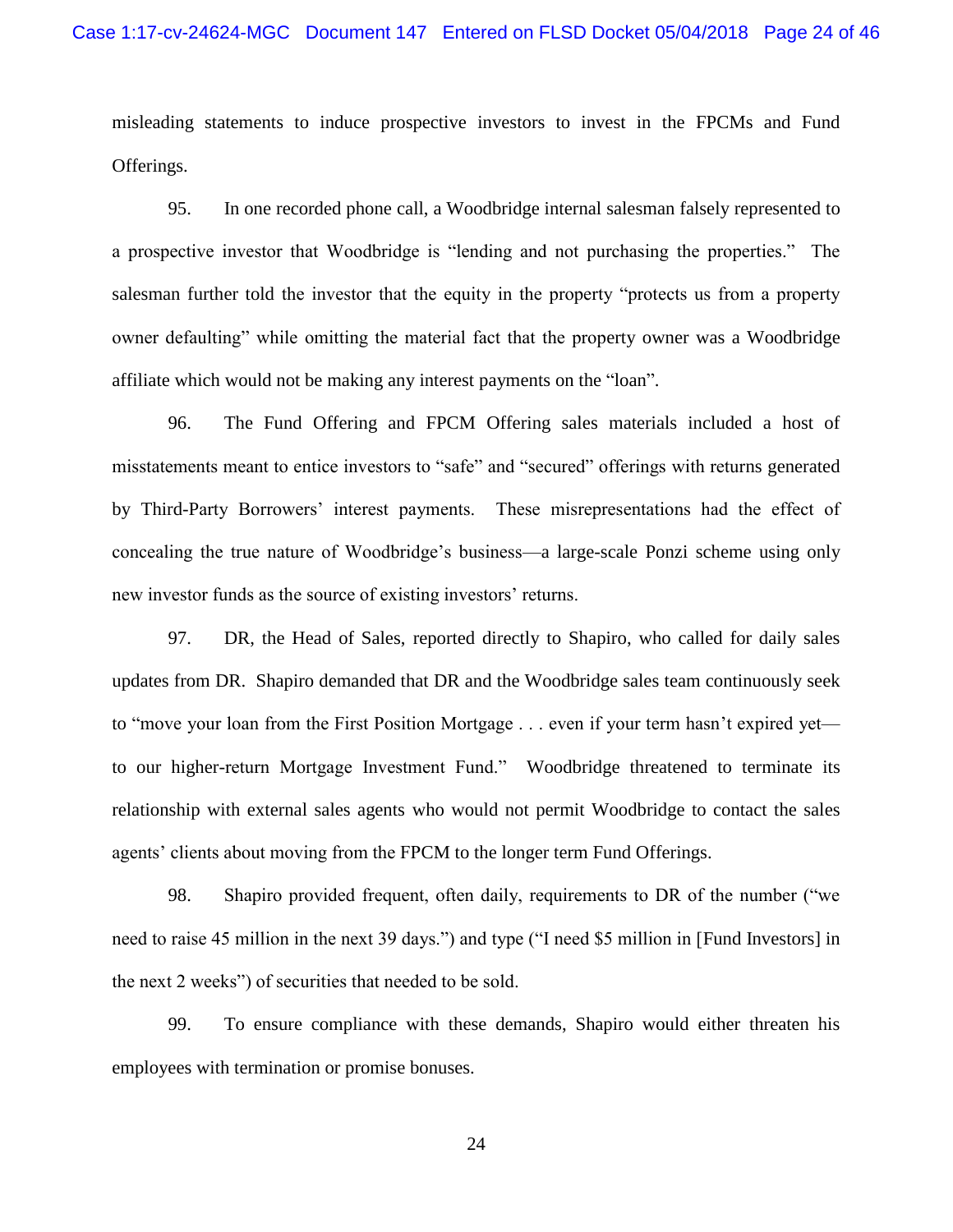misleading statements to induce prospective investors to invest in the FPCMs and Fund Offerings.

95. In one recorded phone call, a Woodbridge internal salesman falsely represented to a prospective investor that Woodbridge is "lending and not purchasing the properties." The salesman further told the investor that the equity in the property "protects us from a property owner defaulting" while omitting the material fact that the property owner was a Woodbridge affiliate which would not be making any interest payments on the "loan".

96. The Fund Offering and FPCM Offering sales materials included a host of misstatements meant to entice investors to "safe" and "secured" offerings with returns generated by Third-Party Borrowers' interest payments. These misrepresentations had the effect of concealing the true nature of Woodbridge's business—a large-scale Ponzi scheme using only new investor funds as the source of existing investors' returns.

97. DR, the Head of Sales, reported directly to Shapiro, who called for daily sales updates from DR. Shapiro demanded that DR and the Woodbridge sales team continuously seek to "move your loan from the First Position Mortgage . . . even if your term hasn't expired yet—to our higher-return Mortgage Investment Fund." Woodbridge threatened to terminate its relationship with external sales agents who would not permit Woodbridge to contact the sales agents' clients about moving from the FPCM to the longer term Fund Offerings.

98. Shapiro provided frequent, often daily, requirements to DR of the number ("we need to raise 45 million in the next 39 days.") and type ("I need $5 million in [Fund Investors] in the next 2 weeks") of securities that needed to be sold.

99. To ensure compliance with these demands, Shapiro would either threaten his employees with termination or promise bonuses.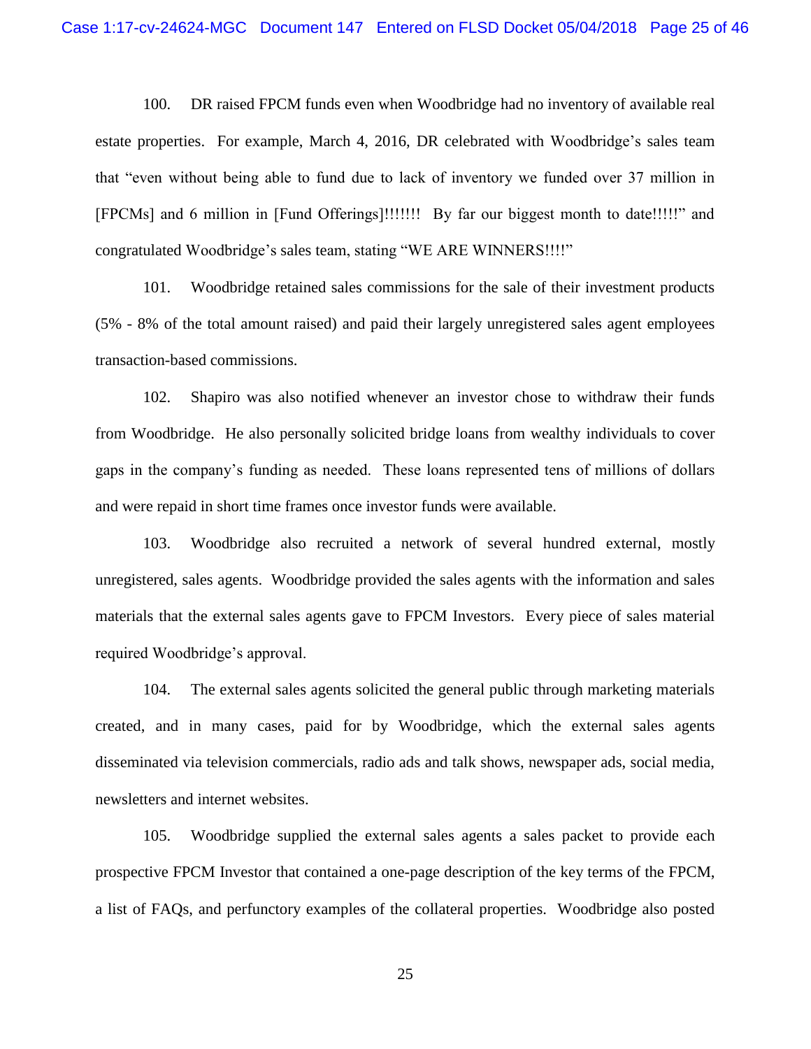100. DR raised FPCM funds even when Woodbridge had no inventory of available real estate properties. For example, March 4, 2016, DR celebrated with Woodbridge's sales team that "even without being able to fund due to lack of inventory we funded over 37 million in [FPCMs] and 6 million in [Fund Offerings]!!!!!!! By far our biggest month to date!!!!!" and congratulated Woodbridge's sales team, stating "WE ARE WINNERS!!!!"

101. Woodbridge retained sales commissions for the sale of their investment products (5% - 8% of the total amount raised) and paid their largely unregistered sales agent employees transaction-based commissions.

102. Shapiro was also notified whenever an investor chose to withdraw their funds from Woodbridge. He also personally solicited bridge loans from wealthy individuals to cover gaps in the company's funding as needed. These loans represented tens of millions of dollars and were repaid in short time frames once investor funds were available.

103. Woodbridge also recruited a network of several hundred external, mostly unregistered, sales agents. Woodbridge provided the sales agents with the information and sales materials that the external sales agents gave to FPCM Investors. Every piece of sales material required Woodbridge's approval.

104. The external sales agents solicited the general public through marketing materials created, and in many cases, paid for by Woodbridge, which the external sales agents disseminated via television commercials, radio ads and talk shows, newspaper ads, social media, newsletters and internet websites.

105. Woodbridge supplied the external sales agents a sales packet to provide each prospective FPCM Investor that contained a one-page description of the key terms of the FPCM, a list of FAQs, and perfunctory examples of the collateral properties. Woodbridge also posted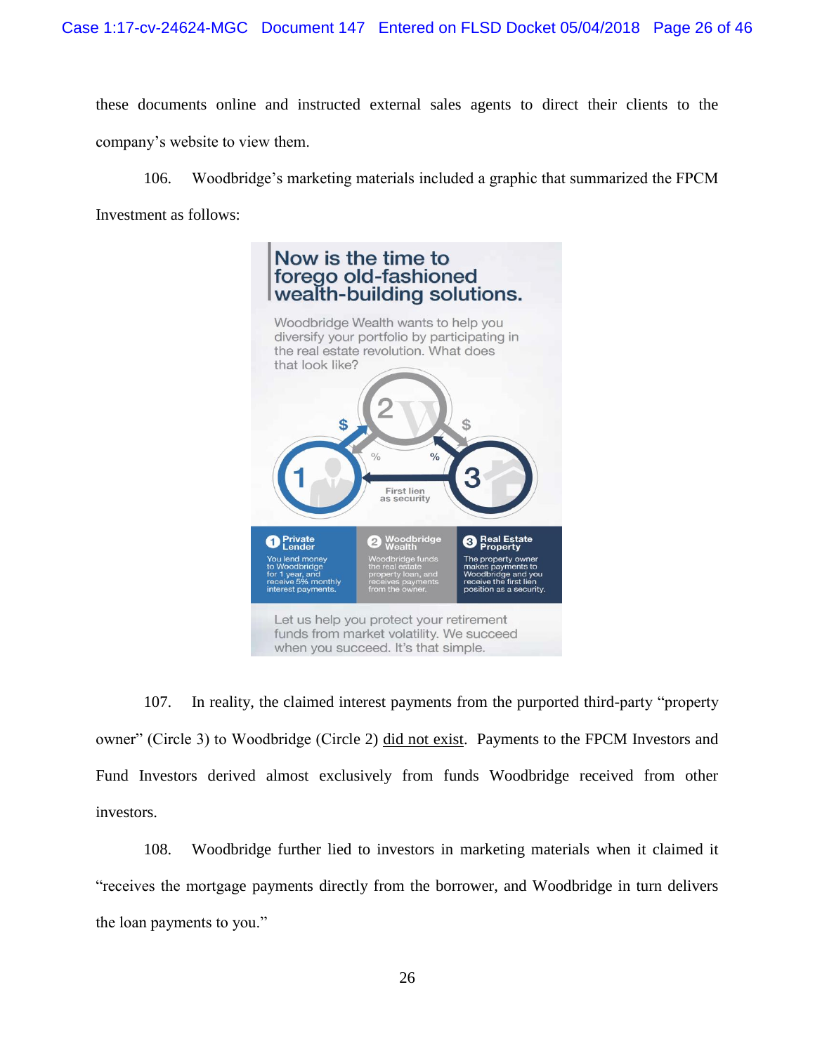these documents online and instructed external sales agents to direct their clients to the company's website to view them.

106. Woodbridge's marketing materials included a graphic that summarized the FPCM Investment as follows:

> **Now is the time to forego old-fashioned wealth-building solutions.**
>
> Woodbridge Wealth wants to help you diversify your portfolio by participating in the real estate revolution. What does that look like?
>
> $ % % $ First lien as security
>
> **1 Private Lender** — You lend money to Woodbridge for 1 year, and receive 5% monthly interest payments.
>
> **2 Woodbridge Wealth** — Woodbridge funds the real estate property loan, and receives payments from the owner.
>
> **3 Real Estate Property** — The property owner makes payments to Woodbridge and you receive the first lien position as a security.
>
> Let us help you protect your retirement funds from market volatility. We succeed when you succeed. It's that simple.

107. In reality, the claimed interest payments from the purported third-party "property owner" (Circle 3) to Woodbridge (Circle 2) <u>did not exist</u>. Payments to the FPCM Investors and Fund Investors derived almost exclusively from funds Woodbridge received from other investors.

108. Woodbridge further lied to investors in marketing materials when it claimed it "receives the mortgage payments directly from the borrower, and Woodbridge in turn delivers the loan payments to you."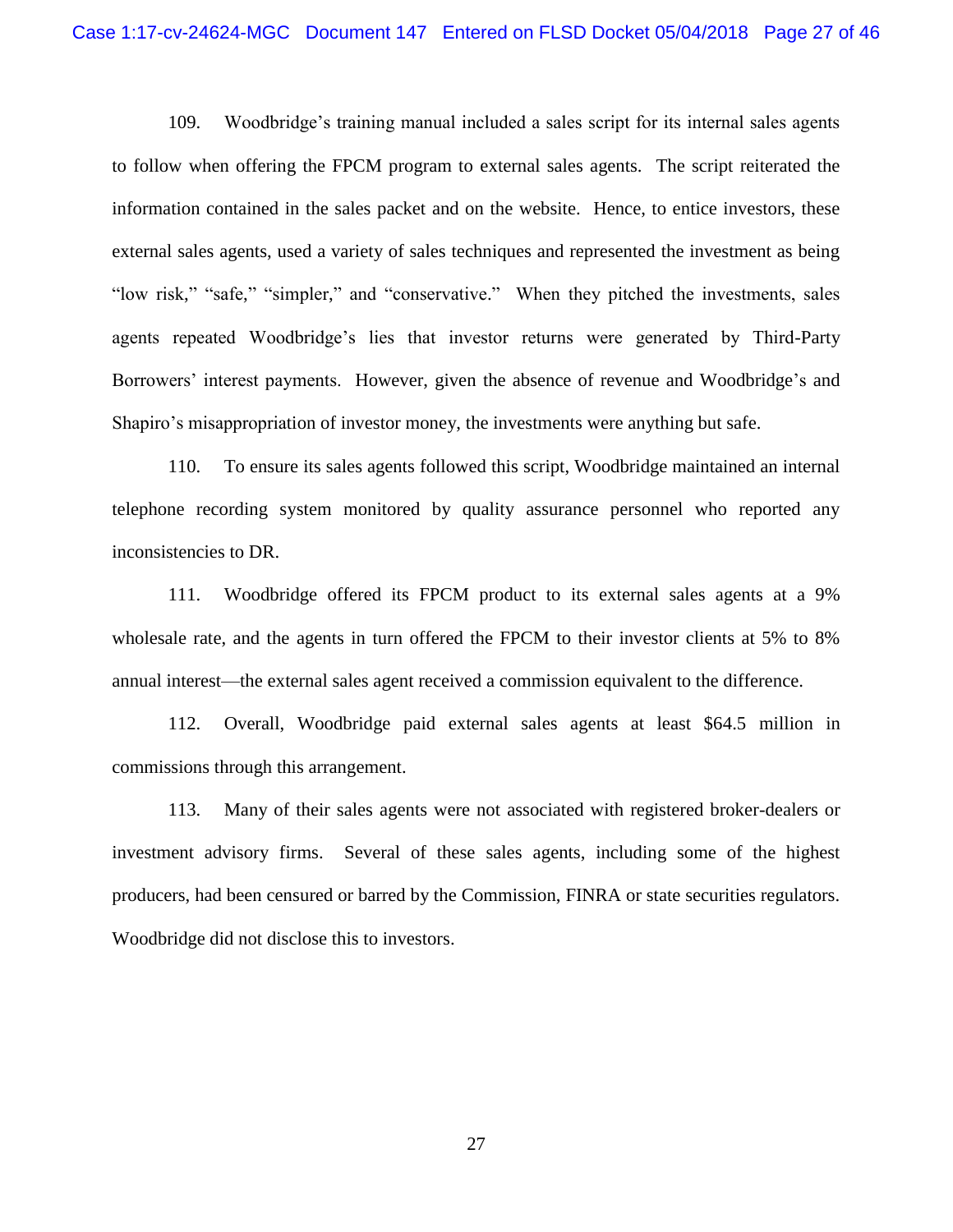109. Woodbridge's training manual included a sales script for its internal sales agents to follow when offering the FPCM program to external sales agents. The script reiterated the information contained in the sales packet and on the website. Hence, to entice investors, these external sales agents, used a variety of sales techniques and represented the investment as being "low risk," "safe," "simpler," and "conservative." When they pitched the investments, sales agents repeated Woodbridge's lies that investor returns were generated by Third-Party Borrowers' interest payments. However, given the absence of revenue and Woodbridge's and Shapiro's misappropriation of investor money, the investments were anything but safe.

110. To ensure its sales agents followed this script, Woodbridge maintained an internal telephone recording system monitored by quality assurance personnel who reported any inconsistencies to DR.

111. Woodbridge offered its FPCM product to its external sales agents at a 9% wholesale rate, and the agents in turn offered the FPCM to their investor clients at 5% to 8% annual interest—the external sales agent received a commission equivalent to the difference.

112. Overall, Woodbridge paid external sales agents at least $64.5 million in commissions through this arrangement.

113. Many of their sales agents were not associated with registered broker-dealers or investment advisory firms. Several of these sales agents, including some of the highest producers, had been censured or barred by the Commission, FINRA or state securities regulators. Woodbridge did not disclose this to investors.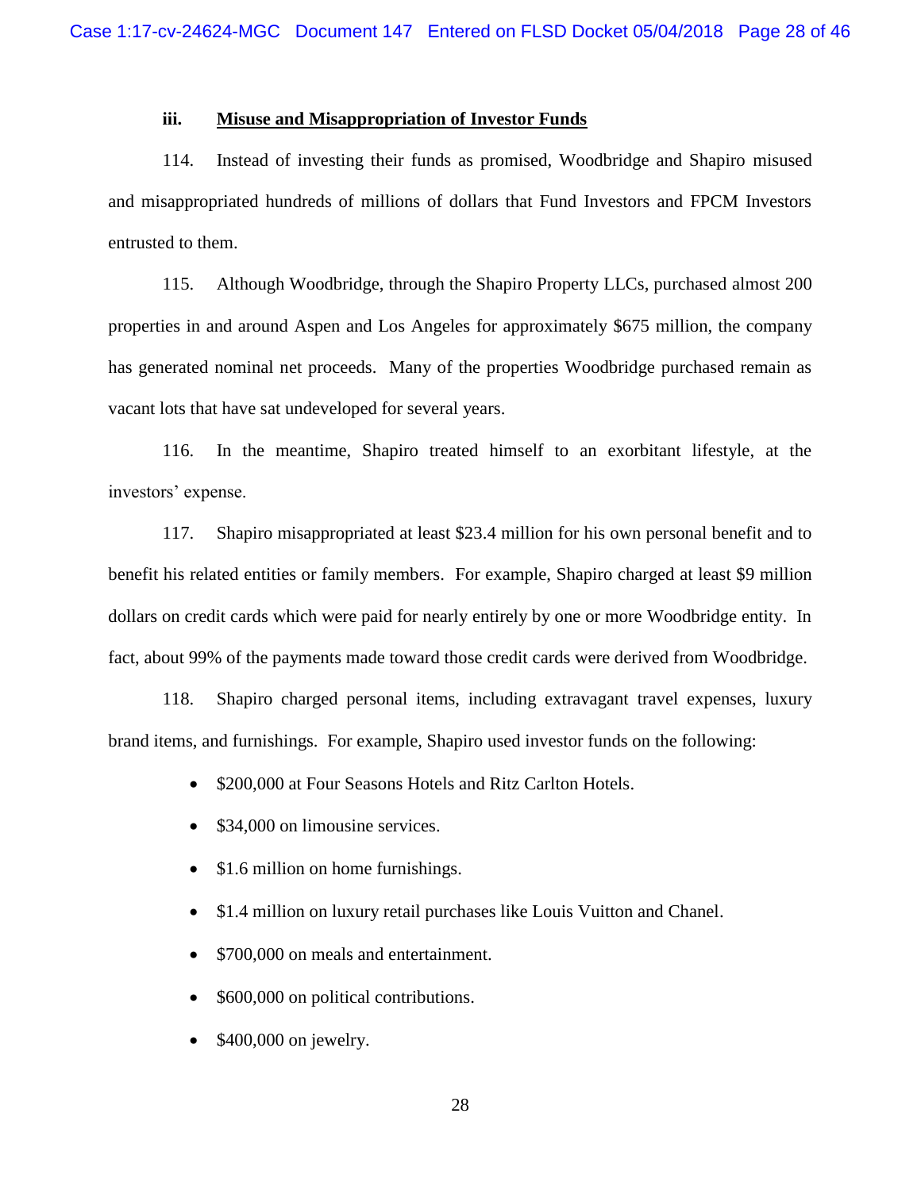### iii. Misuse and Misappropriation of Investor Funds

114. Instead of investing their funds as promised, Woodbridge and Shapiro misused and misappropriated hundreds of millions of dollars that Fund Investors and FPCM Investors entrusted to them.

115. Although Woodbridge, through the Shapiro Property LLCs, purchased almost 200 properties in and around Aspen and Los Angeles for approximately $675 million, the company has generated nominal net proceeds. Many of the properties Woodbridge purchased remain as vacant lots that have sat undeveloped for several years.

116. In the meantime, Shapiro treated himself to an exorbitant lifestyle, at the investors' expense.

117. Shapiro misappropriated at least $23.4 million for his own personal benefit and to benefit his related entities or family members. For example, Shapiro charged at least $9 million dollars on credit cards which were paid for nearly entirely by one or more Woodbridge entity. In fact, about 99% of the payments made toward those credit cards were derived from Woodbridge.

118. Shapiro charged personal items, including extravagant travel expenses, luxury brand items, and furnishings. For example, Shapiro used investor funds on the following:

- $200,000 at Four Seasons Hotels and Ritz Carlton Hotels.
- $34,000 on limousine services.
- $1.6 million on home furnishings.
- $1.4 million on luxury retail purchases like Louis Vuitton and Chanel.
- $700,000 on meals and entertainment.
- $600,000 on political contributions.
- $400,000 on jewelry.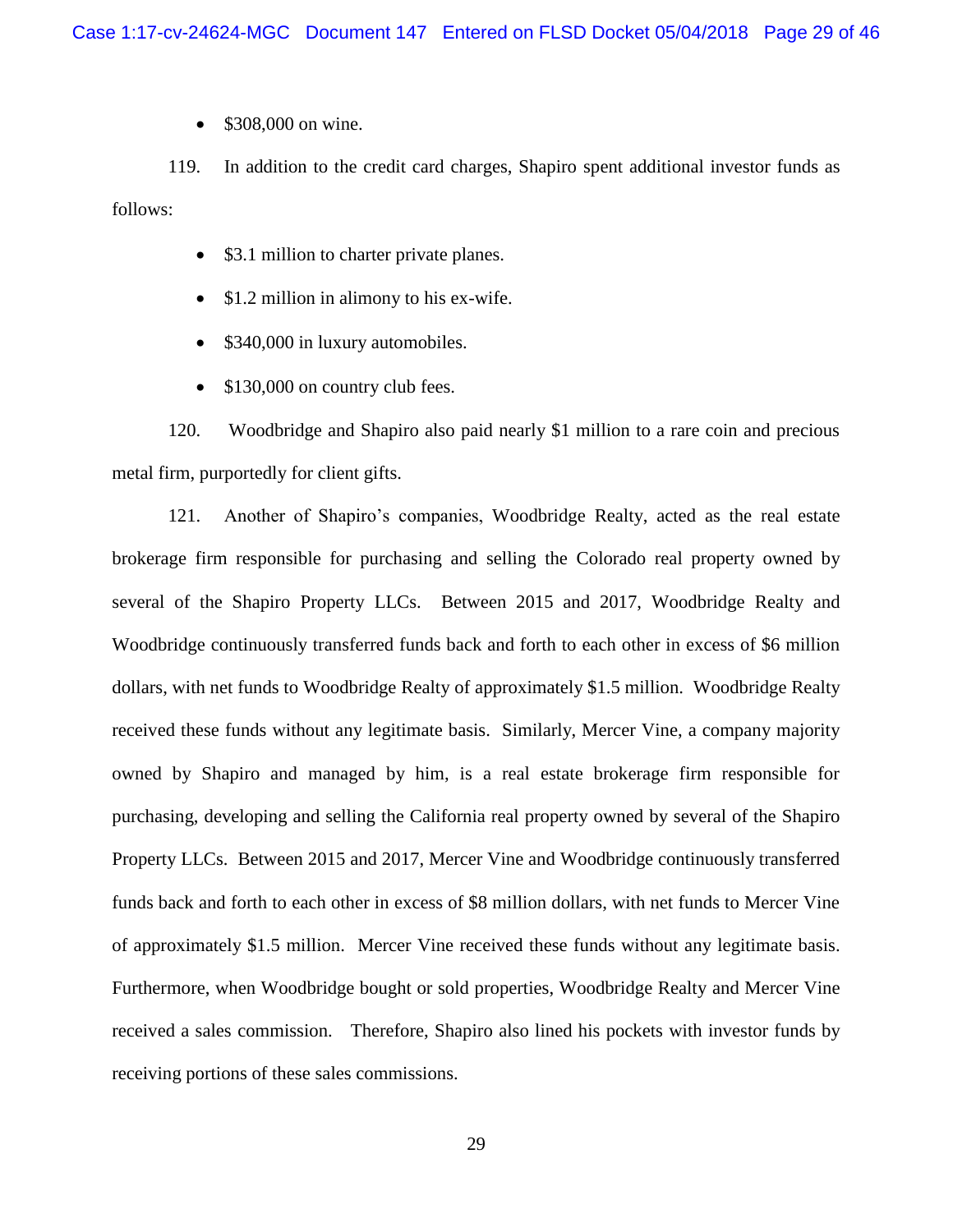- $308,000 on wine.

119. In addition to the credit card charges, Shapiro spent additional investor funds as follows:

- $3.1 million to charter private planes.
- $1.2 million in alimony to his ex-wife.
- $340,000 in luxury automobiles.
- $130,000 on country club fees.

120. Woodbridge and Shapiro also paid nearly $1 million to a rare coin and precious metal firm, purportedly for client gifts.

121. Another of Shapiro's companies, Woodbridge Realty, acted as the real estate brokerage firm responsible for purchasing and selling the Colorado real property owned by several of the Shapiro Property LLCs. Between 2015 and 2017, Woodbridge Realty and Woodbridge continuously transferred funds back and forth to each other in excess of $6 million dollars, with net funds to Woodbridge Realty of approximately $1.5 million. Woodbridge Realty received these funds without any legitimate basis. Similarly, Mercer Vine, a company majority owned by Shapiro and managed by him, is a real estate brokerage firm responsible for purchasing, developing and selling the California real property owned by several of the Shapiro Property LLCs. Between 2015 and 2017, Mercer Vine and Woodbridge continuously transferred funds back and forth to each other in excess of $8 million dollars, with net funds to Mercer Vine of approximately $1.5 million. Mercer Vine received these funds without any legitimate basis. Furthermore, when Woodbridge bought or sold properties, Woodbridge Realty and Mercer Vine received a sales commission. Therefore, Shapiro also lined his pockets with investor funds by receiving portions of these sales commissions.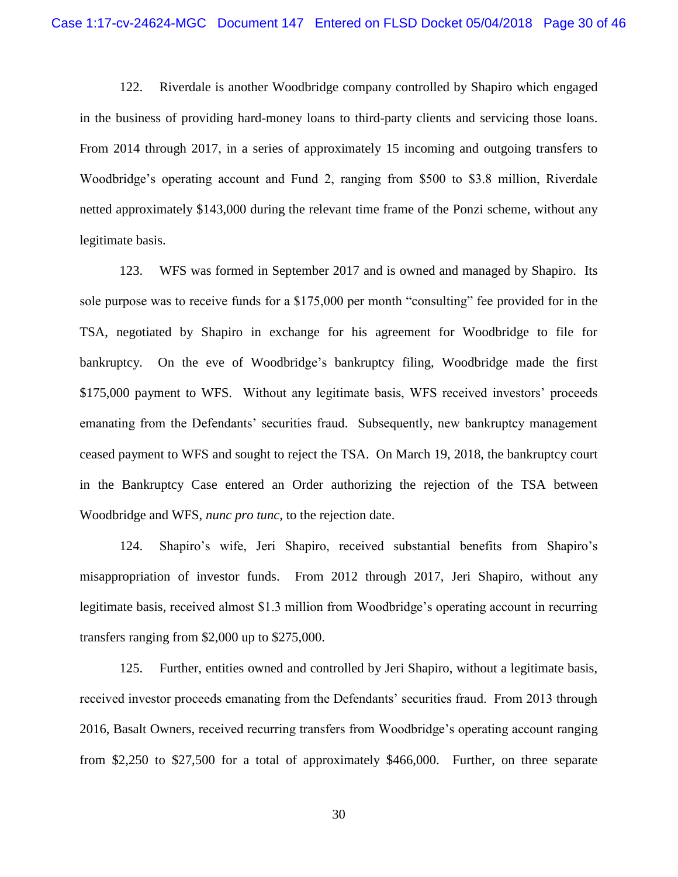122. Riverdale is another Woodbridge company controlled by Shapiro which engaged in the business of providing hard-money loans to third-party clients and servicing those loans. From 2014 through 2017, in a series of approximately 15 incoming and outgoing transfers to Woodbridge's operating account and Fund 2, ranging from $500 to $3.8 million, Riverdale netted approximately $143,000 during the relevant time frame of the Ponzi scheme, without any legitimate basis.

123. WFS was formed in September 2017 and is owned and managed by Shapiro. Its sole purpose was to receive funds for a $175,000 per month "consulting" fee provided for in the TSA, negotiated by Shapiro in exchange for his agreement for Woodbridge to file for bankruptcy. On the eve of Woodbridge's bankruptcy filing, Woodbridge made the first $175,000 payment to WFS. Without any legitimate basis, WFS received investors' proceeds emanating from the Defendants' securities fraud. Subsequently, new bankruptcy management ceased payment to WFS and sought to reject the TSA. On March 19, 2018, the bankruptcy court in the Bankruptcy Case entered an Order authorizing the rejection of the TSA between Woodbridge and WFS, *nunc pro tunc,* to the rejection date.

124. Shapiro's wife, Jeri Shapiro, received substantial benefits from Shapiro's misappropriation of investor funds. From 2012 through 2017, Jeri Shapiro, without any legitimate basis, received almost $1.3 million from Woodbridge's operating account in recurring transfers ranging from $2,000 up to $275,000.

125. Further, entities owned and controlled by Jeri Shapiro, without a legitimate basis, received investor proceeds emanating from the Defendants' securities fraud. From 2013 through 2016, Basalt Owners, received recurring transfers from Woodbridge's operating account ranging from $2,250 to $27,500 for a total of approximately $466,000. Further, on three separate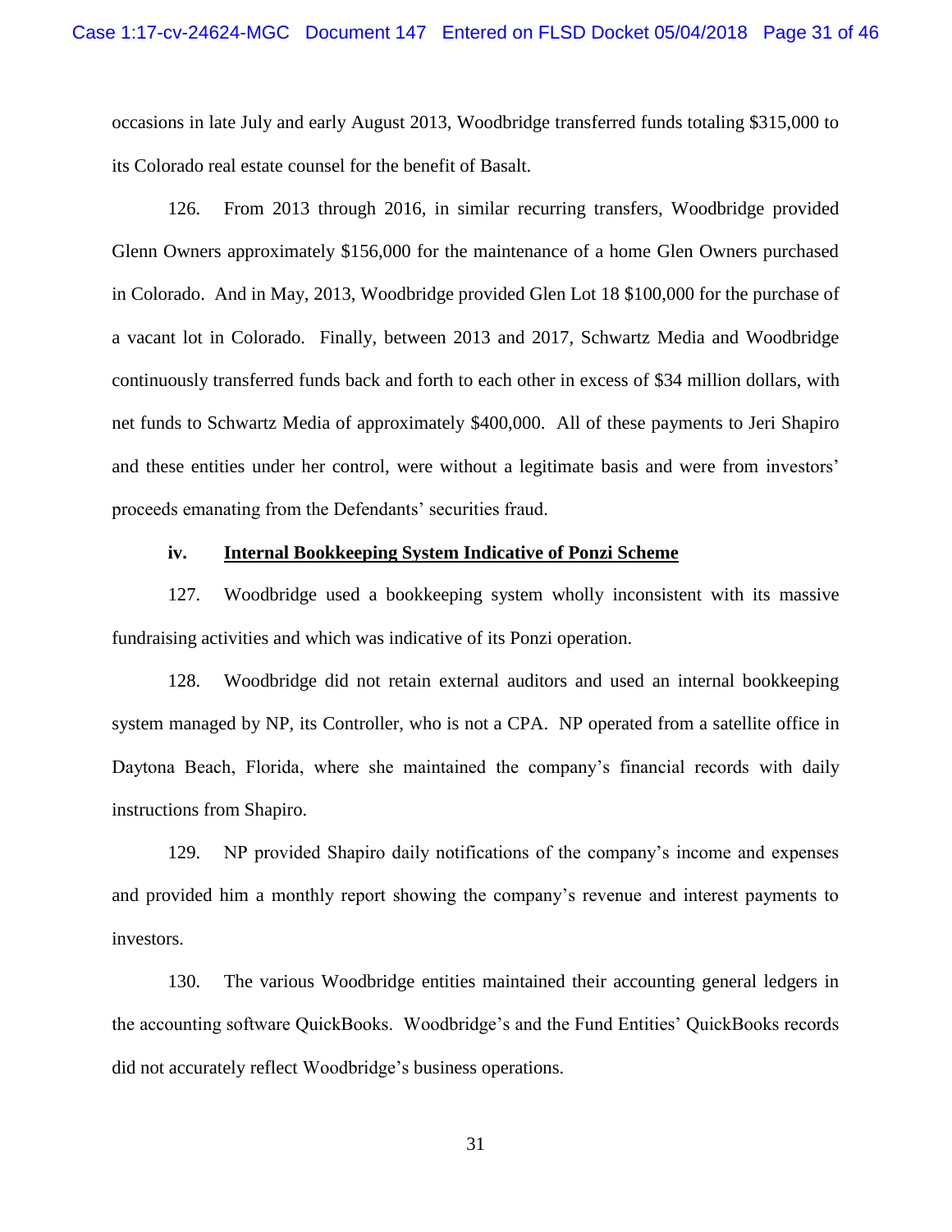occasions in late July and early August 2013, Woodbridge transferred funds totaling $315,000 to its Colorado real estate counsel for the benefit of Basalt.

126. From 2013 through 2016, in similar recurring transfers, Woodbridge provided Glenn Owners approximately $156,000 for the maintenance of a home Glen Owners purchased in Colorado. And in May, 2013, Woodbridge provided Glen Lot 18 $100,000 for the purchase of a vacant lot in Colorado. Finally, between 2013 and 2017, Schwartz Media and Woodbridge continuously transferred funds back and forth to each other in excess of $34 million dollars, with net funds to Schwartz Media of approximately $400,000. All of these payments to Jeri Shapiro and these entities under her control, were without a legitimate basis and were from investors' proceeds emanating from the Defendants' securities fraud.

**iv. <u>Internal Bookkeeping System Indicative of Ponzi Scheme</u>**

127. Woodbridge used a bookkeeping system wholly inconsistent with its massive fundraising activities and which was indicative of its Ponzi operation.

128. Woodbridge did not retain external auditors and used an internal bookkeeping system managed by NP, its Controller, who is not a CPA. NP operated from a satellite office in Daytona Beach, Florida, where she maintained the company's financial records with daily instructions from Shapiro.

129. NP provided Shapiro daily notifications of the company's income and expenses and provided him a monthly report showing the company's revenue and interest payments to investors.

130. The various Woodbridge entities maintained their accounting general ledgers in the accounting software QuickBooks. Woodbridge's and the Fund Entities' QuickBooks records did not accurately reflect Woodbridge's business operations.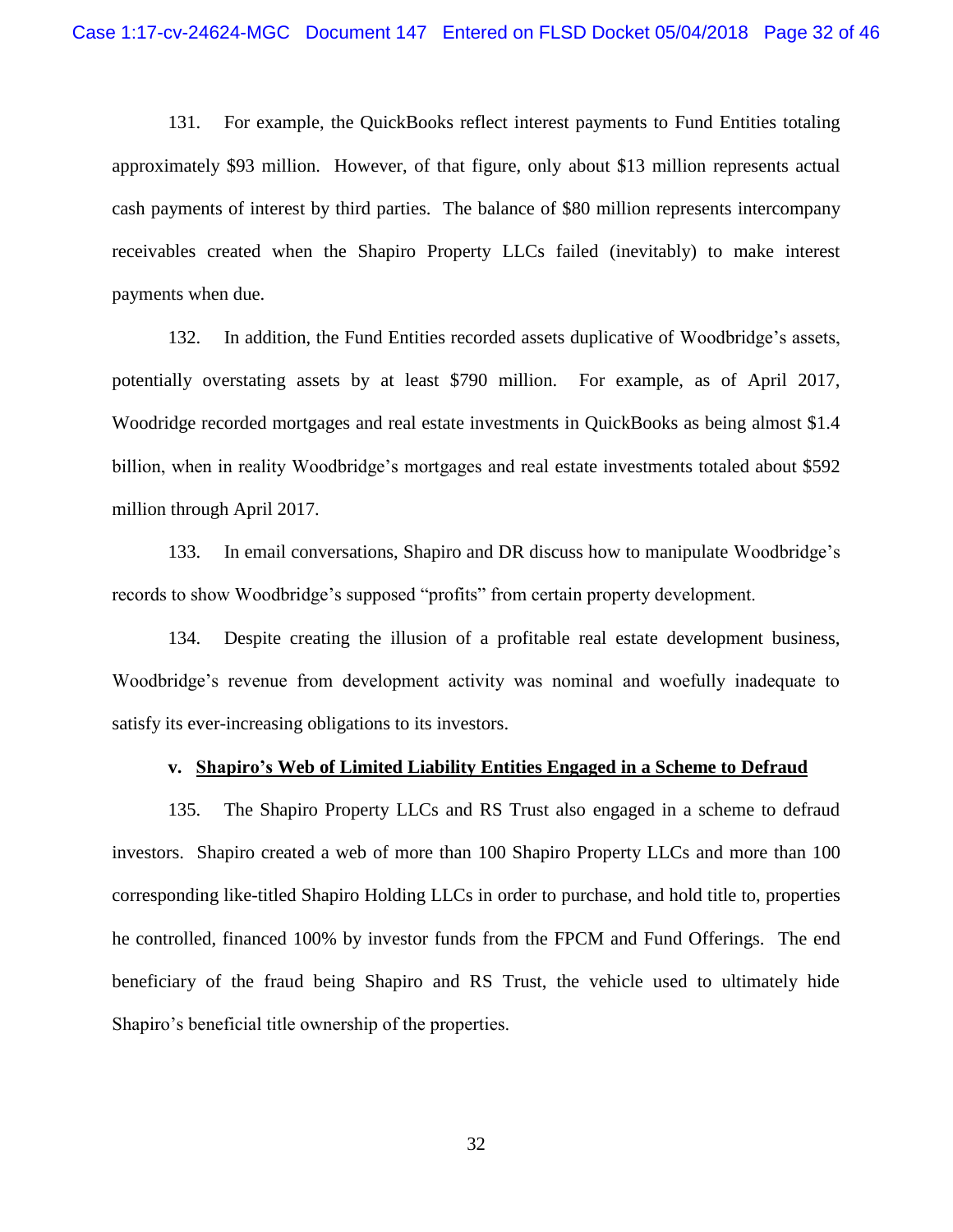131. For example, the QuickBooks reflect interest payments to Fund Entities totaling approximately $93 million. However, of that figure, only about $13 million represents actual cash payments of interest by third parties. The balance of $80 million represents intercompany receivables created when the Shapiro Property LLCs failed (inevitably) to make interest payments when due.

132. In addition, the Fund Entities recorded assets duplicative of Woodbridge's assets, potentially overstating assets by at least $790 million. For example, as of April 2017, Woodridge recorded mortgages and real estate investments in QuickBooks as being almost $1.4 billion, when in reality Woodbridge's mortgages and real estate investments totaled about $592 million through April 2017.

133. In email conversations, Shapiro and DR discuss how to manipulate Woodbridge's records to show Woodbridge's supposed "profits" from certain property development.

134. Despite creating the illusion of a profitable real estate development business, Woodbridge's revenue from development activity was nominal and woefully inadequate to satisfy its ever-increasing obligations to its investors.

**v. <u>Shapiro's Web of Limited Liability Entities Engaged in a Scheme to Defraud</u>**

135. The Shapiro Property LLCs and RS Trust also engaged in a scheme to defraud investors. Shapiro created a web of more than 100 Shapiro Property LLCs and more than 100 corresponding like-titled Shapiro Holding LLCs in order to purchase, and hold title to, properties he controlled, financed 100% by investor funds from the FPCM and Fund Offerings. The end beneficiary of the fraud being Shapiro and RS Trust, the vehicle used to ultimately hide Shapiro's beneficial title ownership of the properties.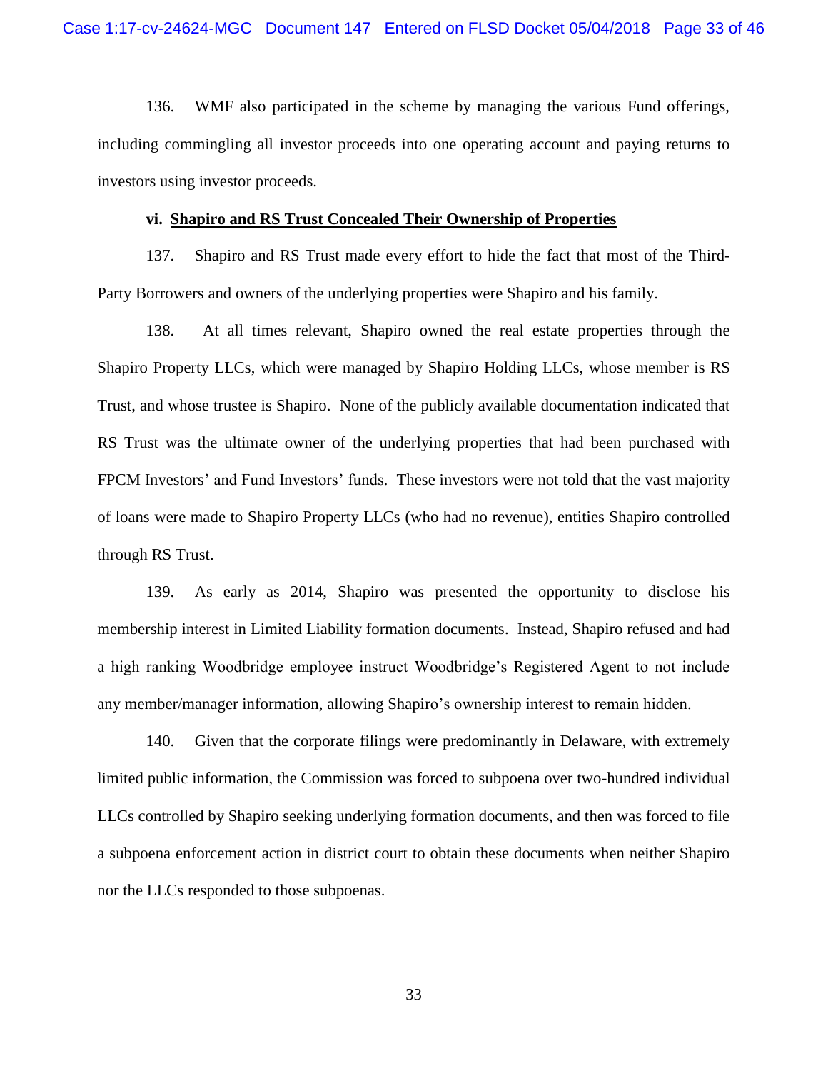136. WMF also participated in the scheme by managing the various Fund offerings, including commingling all investor proceeds into one operating account and paying returns to investors using investor proceeds.

**vi. Shapiro and RS Trust Concealed Their Ownership of Properties**

137. Shapiro and RS Trust made every effort to hide the fact that most of the Third-Party Borrowers and owners of the underlying properties were Shapiro and his family.

138. At all times relevant, Shapiro owned the real estate properties through the Shapiro Property LLCs, which were managed by Shapiro Holding LLCs, whose member is RS Trust, and whose trustee is Shapiro. None of the publicly available documentation indicated that RS Trust was the ultimate owner of the underlying properties that had been purchased with FPCM Investors' and Fund Investors' funds. These investors were not told that the vast majority of loans were made to Shapiro Property LLCs (who had no revenue), entities Shapiro controlled through RS Trust.

139. As early as 2014, Shapiro was presented the opportunity to disclose his membership interest in Limited Liability formation documents. Instead, Shapiro refused and had a high ranking Woodbridge employee instruct Woodbridge's Registered Agent to not include any member/manager information, allowing Shapiro's ownership interest to remain hidden.

140. Given that the corporate filings were predominantly in Delaware, with extremely limited public information, the Commission was forced to subpoena over two-hundred individual LLCs controlled by Shapiro seeking underlying formation documents, and then was forced to file a subpoena enforcement action in district court to obtain these documents when neither Shapiro nor the LLCs responded to those subpoenas.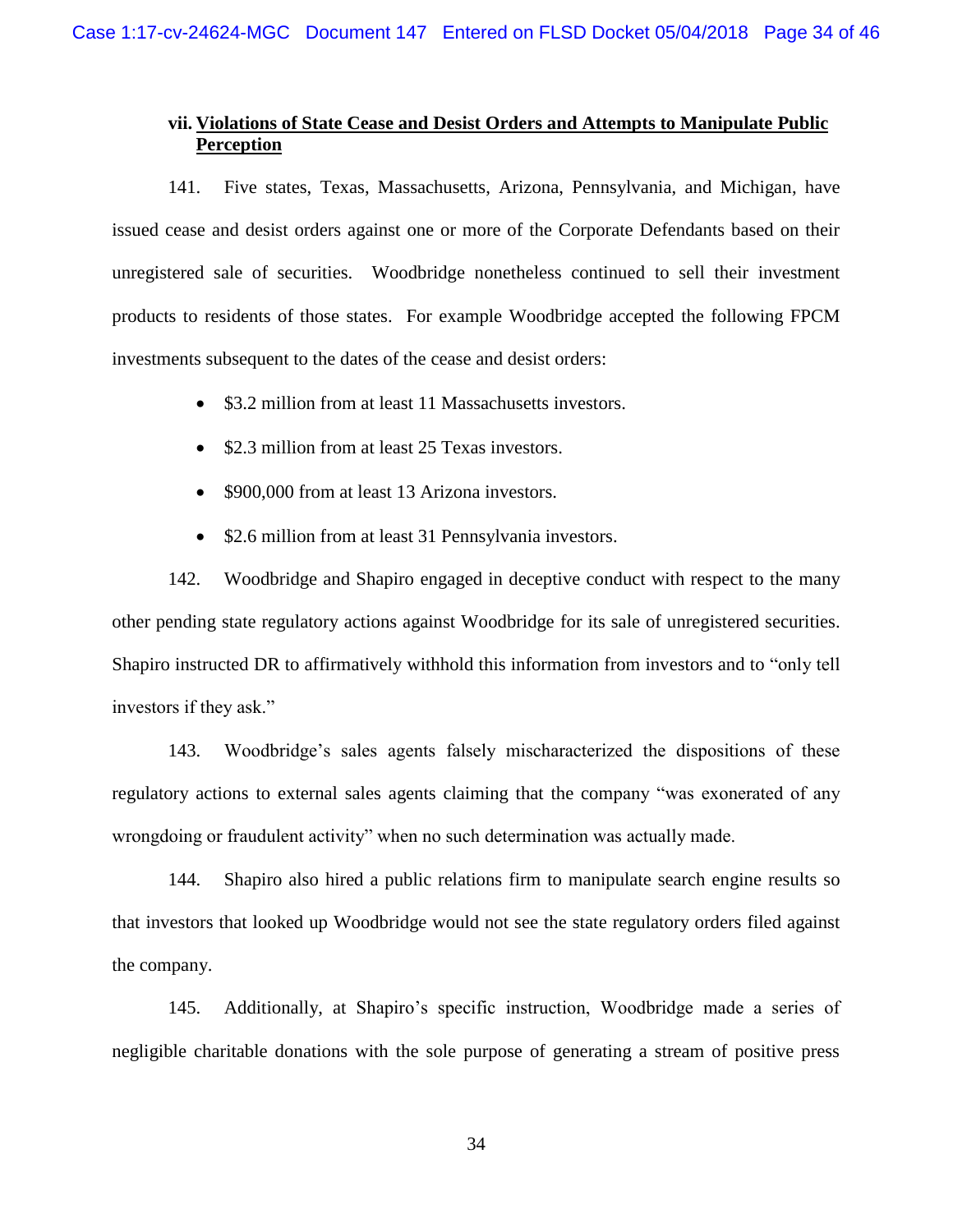### vii. **Violations of State Cease and Desist Orders and Attempts to Manipulate Public Perception**

141. Five states, Texas, Massachusetts, Arizona, Pennsylvania, and Michigan, have issued cease and desist orders against one or more of the Corporate Defendants based on their unregistered sale of securities. Woodbridge nonetheless continued to sell their investment products to residents of those states. For example Woodbridge accepted the following FPCM investments subsequent to the dates of the cease and desist orders:

- $3.2 million from at least 11 Massachusetts investors.
- $2.3 million from at least 25 Texas investors.
- $900,000 from at least 13 Arizona investors.
- $2.6 million from at least 31 Pennsylvania investors.

142. Woodbridge and Shapiro engaged in deceptive conduct with respect to the many other pending state regulatory actions against Woodbridge for its sale of unregistered securities. Shapiro instructed DR to affirmatively withhold this information from investors and to "only tell investors if they ask."

143. Woodbridge's sales agents falsely mischaracterized the dispositions of these regulatory actions to external sales agents claiming that the company "was exonerated of any wrongdoing or fraudulent activity" when no such determination was actually made.

144. Shapiro also hired a public relations firm to manipulate search engine results so that investors that looked up Woodbridge would not see the state regulatory orders filed against the company.

145. Additionally, at Shapiro's specific instruction, Woodbridge made a series of negligible charitable donations with the sole purpose of generating a stream of positive press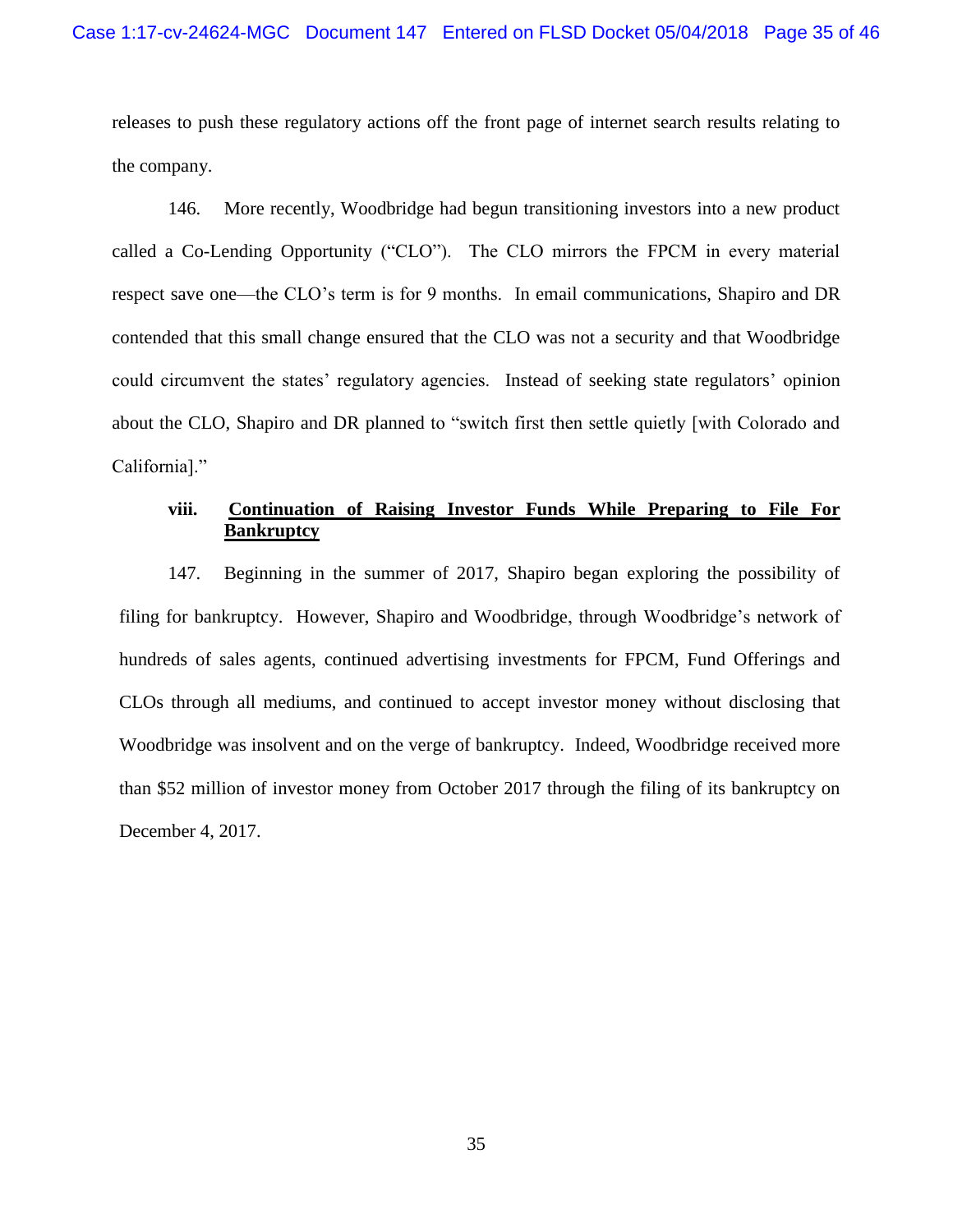releases to push these regulatory actions off the front page of internet search results relating to the company.

146. More recently, Woodbridge had begun transitioning investors into a new product called a Co-Lending Opportunity ("CLO"). The CLO mirrors the FPCM in every material respect save one—the CLO's term is for 9 months. In email communications, Shapiro and DR contended that this small change ensured that the CLO was not a security and that Woodbridge could circumvent the states' regulatory agencies. Instead of seeking state regulators' opinion about the CLO, Shapiro and DR planned to "switch first then settle quietly [with Colorado and California]."

### viii. <u>Continuation of Raising Investor Funds While Preparing to File For Bankruptcy</u>

147. Beginning in the summer of 2017, Shapiro began exploring the possibility of filing for bankruptcy. However, Shapiro and Woodbridge, through Woodbridge's network of hundreds of sales agents, continued advertising investments for FPCM, Fund Offerings and CLOs through all mediums, and continued to accept investor money without disclosing that Woodbridge was insolvent and on the verge of bankruptcy. Indeed, Woodbridge received more than $52 million of investor money from October 2017 through the filing of its bankruptcy on December 4, 2017.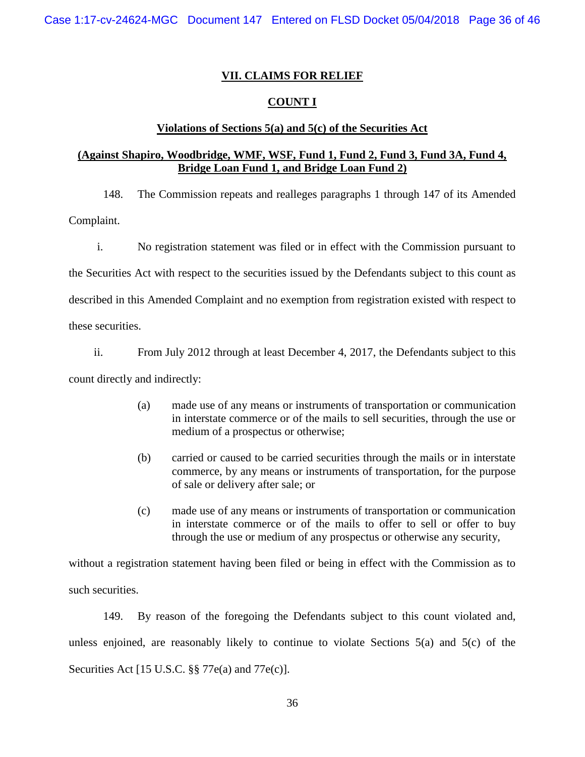## VII. CLAIMS FOR RELIEF

### COUNT I

### Violations of Sections 5(a) and 5(c) of the Securities Act

### (Against Shapiro, Woodbridge, WMF, WSF, Fund 1, Fund 2, Fund 3, Fund 3A, Fund 4, Bridge Loan Fund 1, and Bridge Loan Fund 2)

148. The Commission repeats and realleges paragraphs 1 through 147 of its Amended Complaint.

i. No registration statement was filed or in effect with the Commission pursuant to the Securities Act with respect to the securities issued by the Defendants subject to this count as described in this Amended Complaint and no exemption from registration existed with respect to these securities.

ii. From July 2012 through at least December 4, 2017, the Defendants subject to this count directly and indirectly:

> (a) made use of any means or instruments of transportation or communication in interstate commerce or of the mails to sell securities, through the use or medium of a prospectus or otherwise;
>
> (b) carried or caused to be carried securities through the mails or in interstate commerce, by any means or instruments of transportation, for the purpose of sale or delivery after sale; or
>
> (c) made use of any means or instruments of transportation or communication in interstate commerce or of the mails to offer to sell or offer to buy through the use or medium of any prospectus or otherwise any security,

without a registration statement having been filed or being in effect with the Commission as to such securities.

149. By reason of the foregoing the Defendants subject to this count violated and, unless enjoined, are reasonably likely to continue to violate Sections 5(a) and 5(c) of the Securities Act [15 U.S.C. §§ 77e(a) and 77e(c)].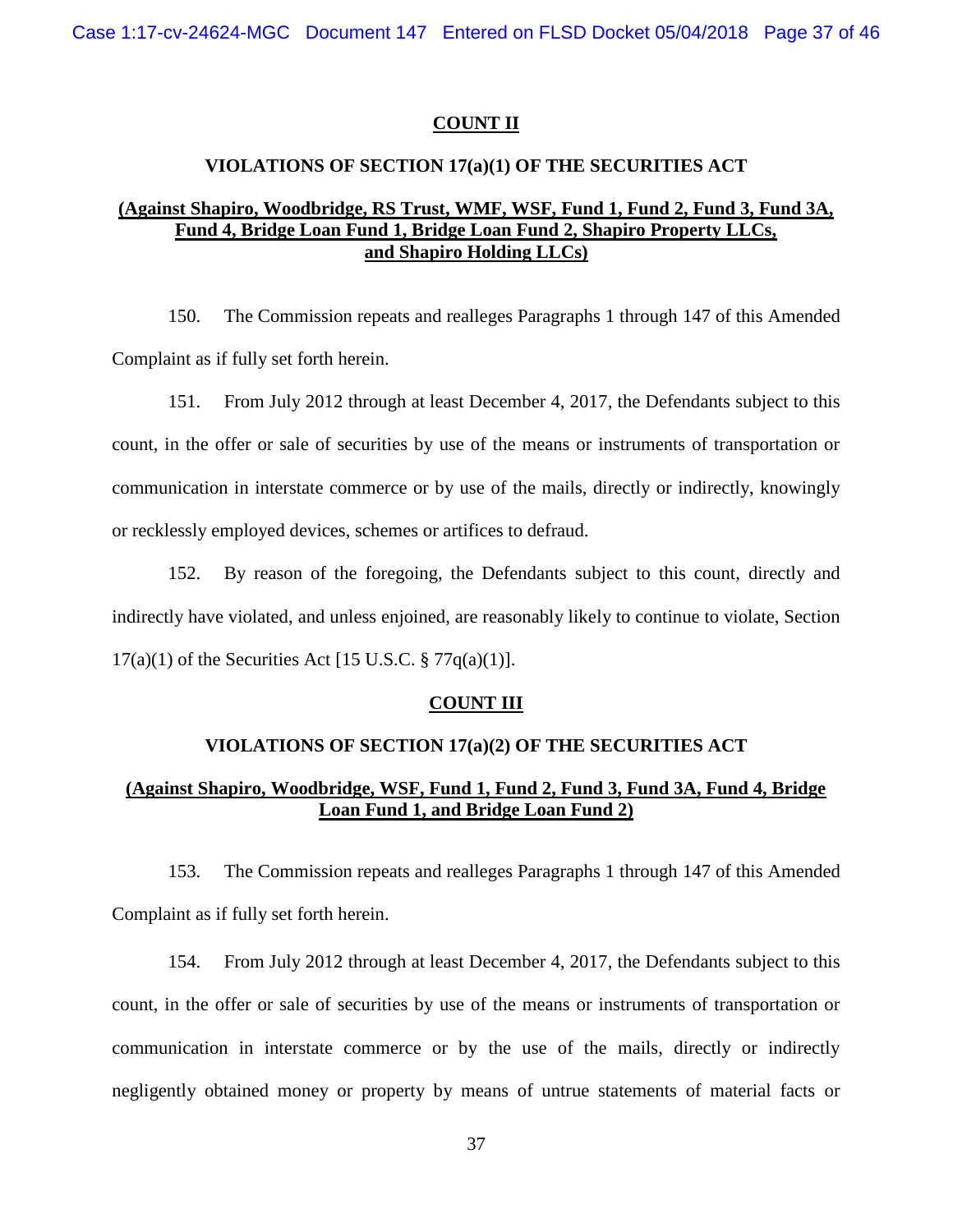## COUNT II

### VIOLATIONS OF SECTION 17(a)(1) OF THE SECURITIES ACT

**(Against Shapiro, Woodbridge, RS Trust, WMF, WSF, Fund 1, Fund 2, Fund 3, Fund 3A, Fund 4, Bridge Loan Fund 1, Bridge Loan Fund 2, Shapiro Property LLCs, and Shapiro Holding LLCs)**

150. The Commission repeats and realleges Paragraphs 1 through 147 of this Amended Complaint as if fully set forth herein.

151. From July 2012 through at least December 4, 2017, the Defendants subject to this count, in the offer or sale of securities by use of the means or instruments of transportation or communication in interstate commerce or by use of the mails, directly or indirectly, knowingly or recklessly employed devices, schemes or artifices to defraud.

152. By reason of the foregoing, the Defendants subject to this count, directly and indirectly have violated, and unless enjoined, are reasonably likely to continue to violate, Section 17(a)(1) of the Securities Act [15 U.S.C. § 77q(a)(1)].

## COUNT III

### VIOLATIONS OF SECTION 17(a)(2) OF THE SECURITIES ACT

**(Against Shapiro, Woodbridge, WSF, Fund 1, Fund 2, Fund 3, Fund 3A, Fund 4, Bridge Loan Fund 1, and Bridge Loan Fund 2)**

153. The Commission repeats and realleges Paragraphs 1 through 147 of this Amended Complaint as if fully set forth herein.

154. From July 2012 through at least December 4, 2017, the Defendants subject to this count, in the offer or sale of securities by use of the means or instruments of transportation or communication in interstate commerce or by the use of the mails, directly or indirectly negligently obtained money or property by means of untrue statements of material facts or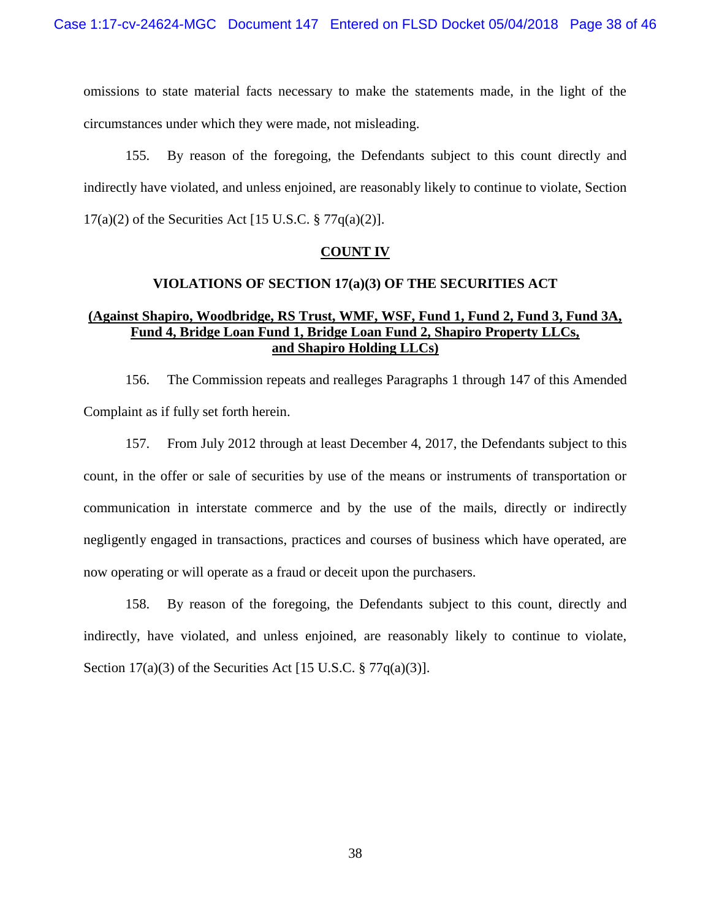omissions to state material facts necessary to make the statements made, in the light of the circumstances under which they were made, not misleading.

155. By reason of the foregoing, the Defendants subject to this count directly and indirectly have violated, and unless enjoined, are reasonably likely to continue to violate, Section 17(a)(2) of the Securities Act [15 U.S.C. § 77q(a)(2)].

**COUNT IV**

**VIOLATIONS OF SECTION 17(a)(3) OF THE SECURITIES ACT**

**(Against Shapiro, Woodbridge, RS Trust, WMF, WSF, Fund 1, Fund 2, Fund 3, Fund 3A, Fund 4, Bridge Loan Fund 1, Bridge Loan Fund 2, Shapiro Property LLCs, and Shapiro Holding LLCs)**

156. The Commission repeats and realleges Paragraphs 1 through 147 of this Amended Complaint as if fully set forth herein.

157. From July 2012 through at least December 4, 2017, the Defendants subject to this count, in the offer or sale of securities by use of the means or instruments of transportation or communication in interstate commerce and by the use of the mails, directly or indirectly negligently engaged in transactions, practices and courses of business which have operated, are now operating or will operate as a fraud or deceit upon the purchasers.

158. By reason of the foregoing, the Defendants subject to this count, directly and indirectly, have violated, and unless enjoined, are reasonably likely to continue to violate, Section 17(a)(3) of the Securities Act [15 U.S.C. § 77q(a)(3)].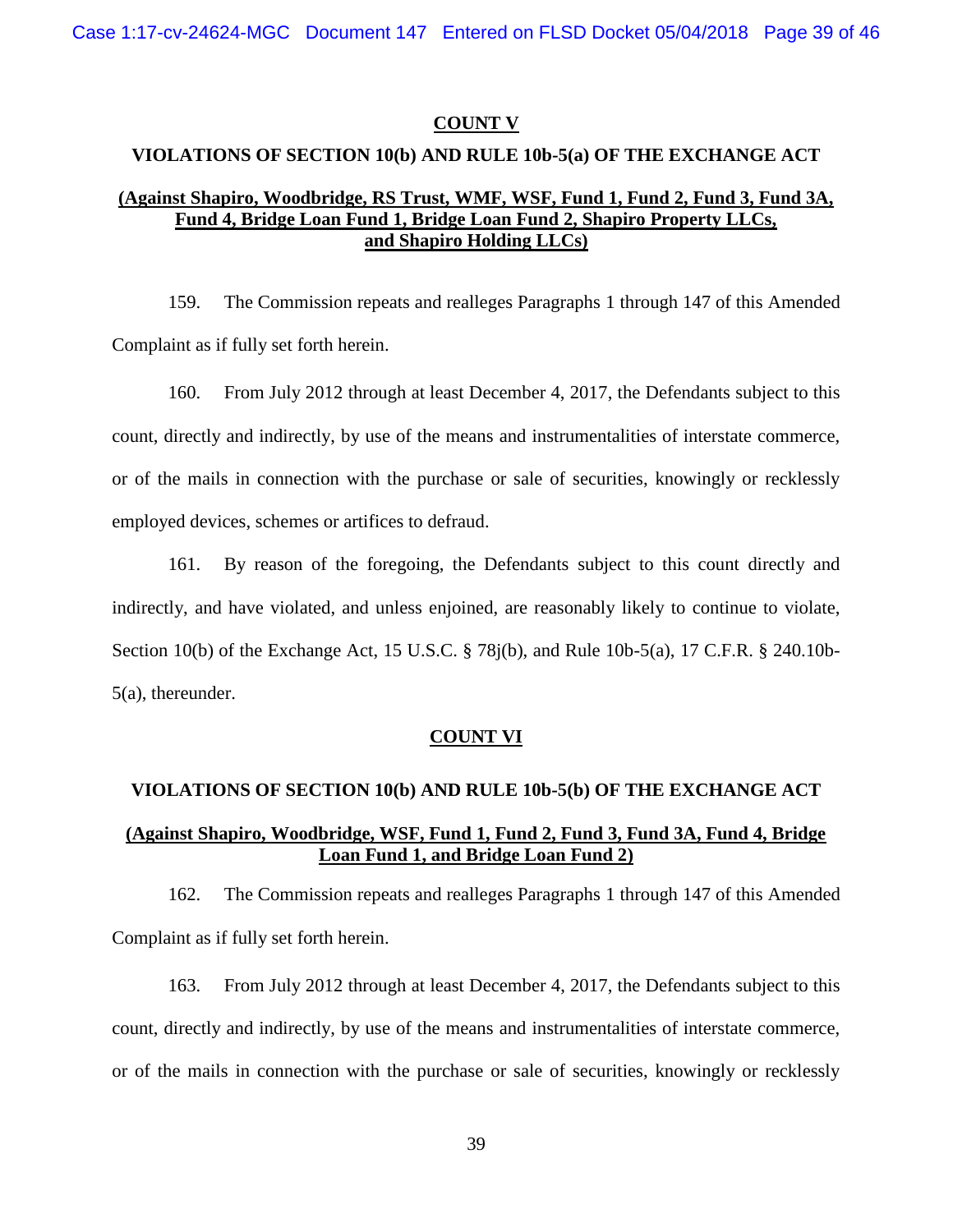## COUNT V

### VIOLATIONS OF SECTION 10(b) AND RULE 10b-5(a) OF THE EXCHANGE ACT

**(Against Shapiro, Woodbridge, RS Trust, WMF, WSF, Fund 1, Fund 2, Fund 3, Fund 3A, Fund 4, Bridge Loan Fund 1, Bridge Loan Fund 2, Shapiro Property LLCs, and Shapiro Holding LLCs)**

159. The Commission repeats and realleges Paragraphs 1 through 147 of this Amended Complaint as if fully set forth herein.

160. From July 2012 through at least December 4, 2017, the Defendants subject to this count, directly and indirectly, by use of the means and instrumentalities of interstate commerce, or of the mails in connection with the purchase or sale of securities, knowingly or recklessly employed devices, schemes or artifices to defraud.

161. By reason of the foregoing, the Defendants subject to this count directly and indirectly, and have violated, and unless enjoined, are reasonably likely to continue to violate, Section 10(b) of the Exchange Act, 15 U.S.C. § 78j(b), and Rule 10b-5(a), 17 C.F.R. § 240.10b-5(a), thereunder.

## COUNT VI

### VIOLATIONS OF SECTION 10(b) AND RULE 10b-5(b) OF THE EXCHANGE ACT

**(Against Shapiro, Woodbridge, WSF, Fund 1, Fund 2, Fund 3, Fund 3A, Fund 4, Bridge Loan Fund 1, and Bridge Loan Fund 2)**

162. The Commission repeats and realleges Paragraphs 1 through 147 of this Amended Complaint as if fully set forth herein.

163. From July 2012 through at least December 4, 2017, the Defendants subject to this count, directly and indirectly, by use of the means and instrumentalities of interstate commerce, or of the mails in connection with the purchase or sale of securities, knowingly or recklessly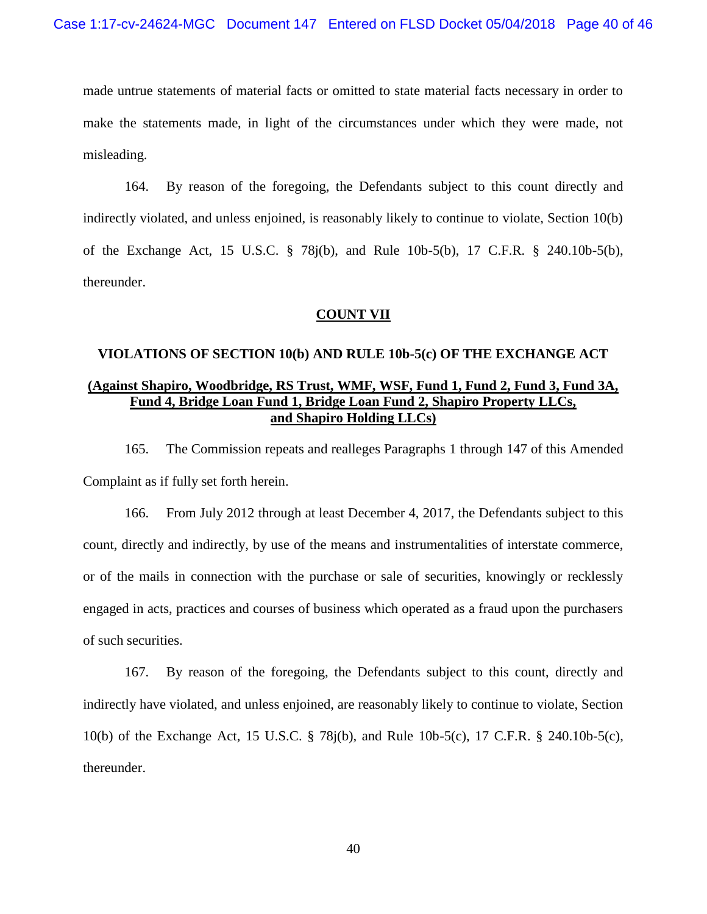made untrue statements of material facts or omitted to state material facts necessary in order to make the statements made, in light of the circumstances under which they were made, not misleading.

164. By reason of the foregoing, the Defendants subject to this count directly and indirectly violated, and unless enjoined, is reasonably likely to continue to violate, Section 10(b) of the Exchange Act, 15 U.S.C. § 78j(b), and Rule 10b-5(b), 17 C.F.R. § 240.10b-5(b), thereunder.

## COUNT VII

### VIOLATIONS OF SECTION 10(b) AND RULE 10b-5(c) OF THE EXCHANGE ACT

**(Against Shapiro, Woodbridge, RS Trust, WMF, WSF, Fund 1, Fund 2, Fund 3, Fund 3A, Fund 4, Bridge Loan Fund 1, Bridge Loan Fund 2, Shapiro Property LLCs, and Shapiro Holding LLCs)**

165. The Commission repeats and realleges Paragraphs 1 through 147 of this Amended Complaint as if fully set forth herein.

166. From July 2012 through at least December 4, 2017, the Defendants subject to this count, directly and indirectly, by use of the means and instrumentalities of interstate commerce, or of the mails in connection with the purchase or sale of securities, knowingly or recklessly engaged in acts, practices and courses of business which operated as a fraud upon the purchasers of such securities.

167. By reason of the foregoing, the Defendants subject to this count, directly and indirectly have violated, and unless enjoined, are reasonably likely to continue to violate, Section 10(b) of the Exchange Act, 15 U.S.C. § 78j(b), and Rule 10b-5(c), 17 C.F.R. § 240.10b-5(c), thereunder.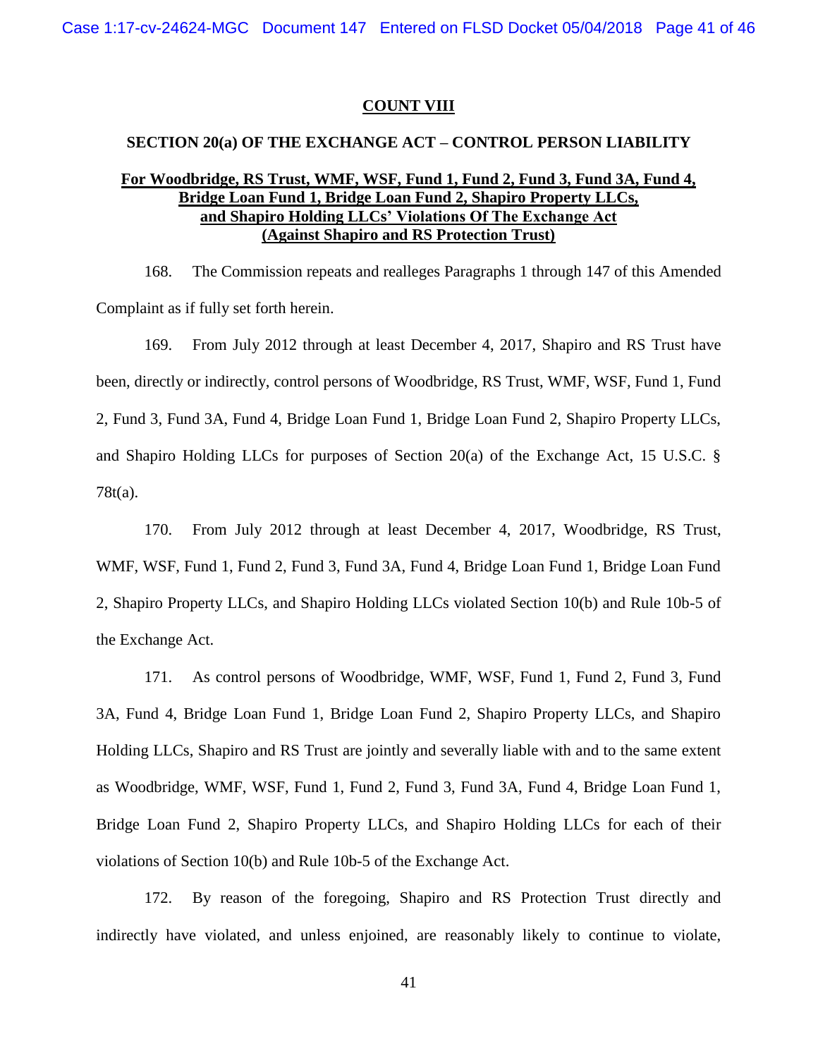## COUNT VIII

### SECTION 20(a) OF THE EXCHANGE ACT – CONTROL PERSON LIABILITY

**For Woodbridge, RS Trust, WMF, WSF, Fund 1, Fund 2, Fund 3, Fund 3A, Fund 4, Bridge Loan Fund 1, Bridge Loan Fund 2, Shapiro Property LLCs, and Shapiro Holding LLCs' Violations Of The Exchange Act (Against Shapiro and RS Protection Trust)**

168. The Commission repeats and realleges Paragraphs 1 through 147 of this Amended Complaint as if fully set forth herein.

169. From July 2012 through at least December 4, 2017, Shapiro and RS Trust have been, directly or indirectly, control persons of Woodbridge, RS Trust, WMF, WSF, Fund 1, Fund 2, Fund 3, Fund 3A, Fund 4, Bridge Loan Fund 1, Bridge Loan Fund 2, Shapiro Property LLCs, and Shapiro Holding LLCs for purposes of Section 20(a) of the Exchange Act, 15 U.S.C. § 78t(a).

170. From July 2012 through at least December 4, 2017, Woodbridge, RS Trust, WMF, WSF, Fund 1, Fund 2, Fund 3, Fund 3A, Fund 4, Bridge Loan Fund 1, Bridge Loan Fund 2, Shapiro Property LLCs, and Shapiro Holding LLCs violated Section 10(b) and Rule 10b-5 of the Exchange Act.

171. As control persons of Woodbridge, WMF, WSF, Fund 1, Fund 2, Fund 3, Fund 3A, Fund 4, Bridge Loan Fund 1, Bridge Loan Fund 2, Shapiro Property LLCs, and Shapiro Holding LLCs, Shapiro and RS Trust are jointly and severally liable with and to the same extent as Woodbridge, WMF, WSF, Fund 1, Fund 2, Fund 3, Fund 3A, Fund 4, Bridge Loan Fund 1, Bridge Loan Fund 2, Shapiro Property LLCs, and Shapiro Holding LLCs for each of their violations of Section 10(b) and Rule 10b-5 of the Exchange Act.

172. By reason of the foregoing, Shapiro and RS Protection Trust directly and indirectly have violated, and unless enjoined, are reasonably likely to continue to violate,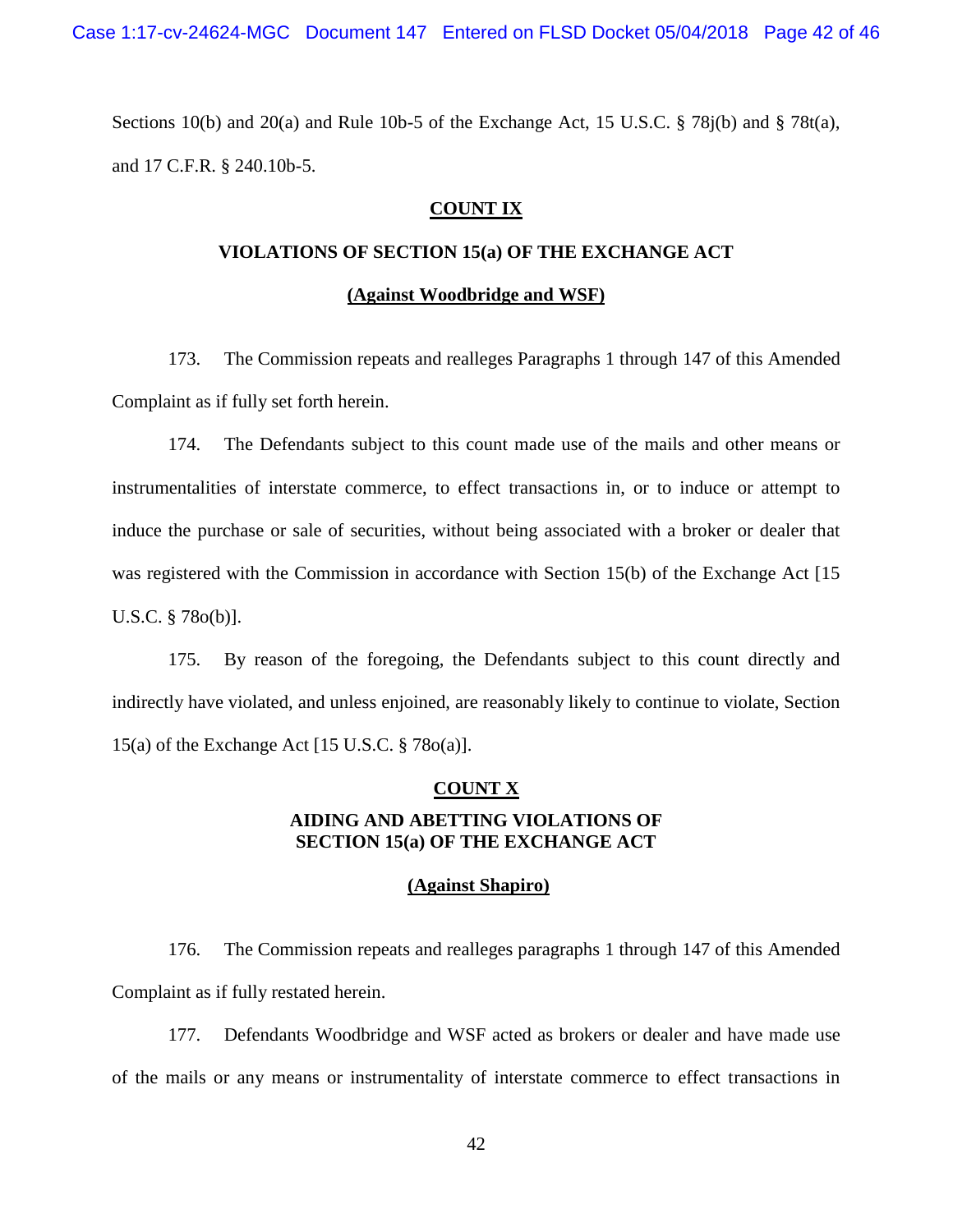Sections 10(b) and 20(a) and Rule 10b-5 of the Exchange Act, 15 U.S.C. § 78j(b) and § 78t(a), and 17 C.F.R. § 240.10b-5.

## COUNT IX

## VIOLATIONS OF SECTION 15(a) OF THE EXCHANGE ACT

## (Against Woodbridge and WSF)

173. The Commission repeats and realleges Paragraphs 1 through 147 of this Amended Complaint as if fully set forth herein.

174. The Defendants subject to this count made use of the mails and other means or instrumentalities of interstate commerce, to effect transactions in, or to induce or attempt to induce the purchase or sale of securities, without being associated with a broker or dealer that was registered with the Commission in accordance with Section 15(b) of the Exchange Act [15 U.S.C. § 78o(b)].

175. By reason of the foregoing, the Defendants subject to this count directly and indirectly have violated, and unless enjoined, are reasonably likely to continue to violate, Section 15(a) of the Exchange Act [15 U.S.C. § 78o(a)].

## COUNT X

## AIDING AND ABETTING VIOLATIONS OF SECTION 15(a) OF THE EXCHANGE ACT

## (Against Shapiro)

176. The Commission repeats and realleges paragraphs 1 through 147 of this Amended Complaint as if fully restated herein.

177. Defendants Woodbridge and WSF acted as brokers or dealer and have made use of the mails or any means or instrumentality of interstate commerce to effect transactions in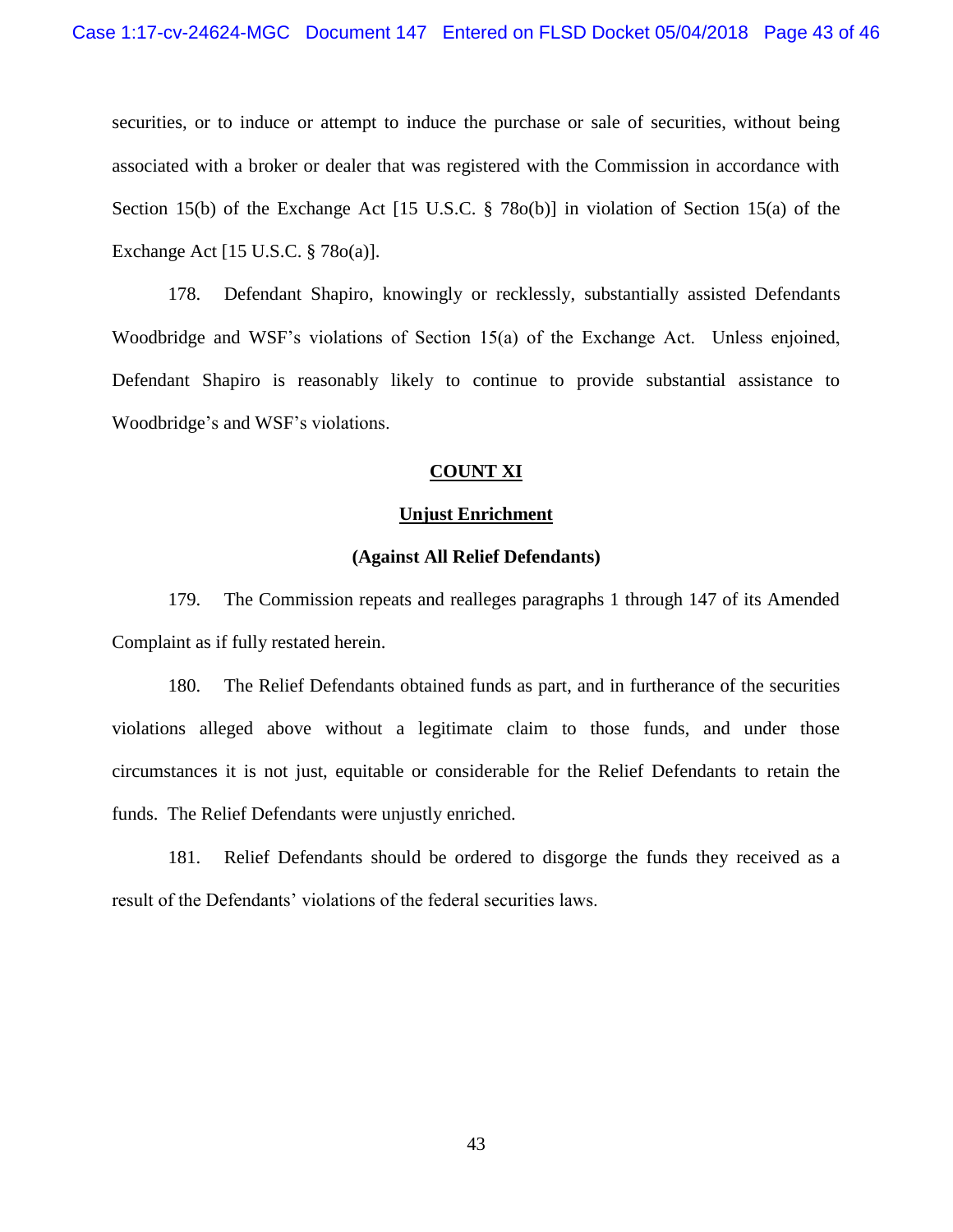securities, or to induce or attempt to induce the purchase or sale of securities, without being associated with a broker or dealer that was registered with the Commission in accordance with Section 15(b) of the Exchange Act [15 U.S.C. § 78o(b)] in violation of Section 15(a) of the Exchange Act [15 U.S.C. § 78o(a)].

178. Defendant Shapiro, knowingly or recklessly, substantially assisted Defendants Woodbridge and WSF's violations of Section 15(a) of the Exchange Act. Unless enjoined, Defendant Shapiro is reasonably likely to continue to provide substantial assistance to Woodbridge's and WSF's violations.

## COUNT XI

## Unjust Enrichment

### (Against All Relief Defendants)

179. The Commission repeats and realleges paragraphs 1 through 147 of its Amended Complaint as if fully restated herein.

180. The Relief Defendants obtained funds as part, and in furtherance of the securities violations alleged above without a legitimate claim to those funds, and under those circumstances it is not just, equitable or considerable for the Relief Defendants to retain the funds. The Relief Defendants were unjustly enriched.

181. Relief Defendants should be ordered to disgorge the funds they received as a result of the Defendants' violations of the federal securities laws.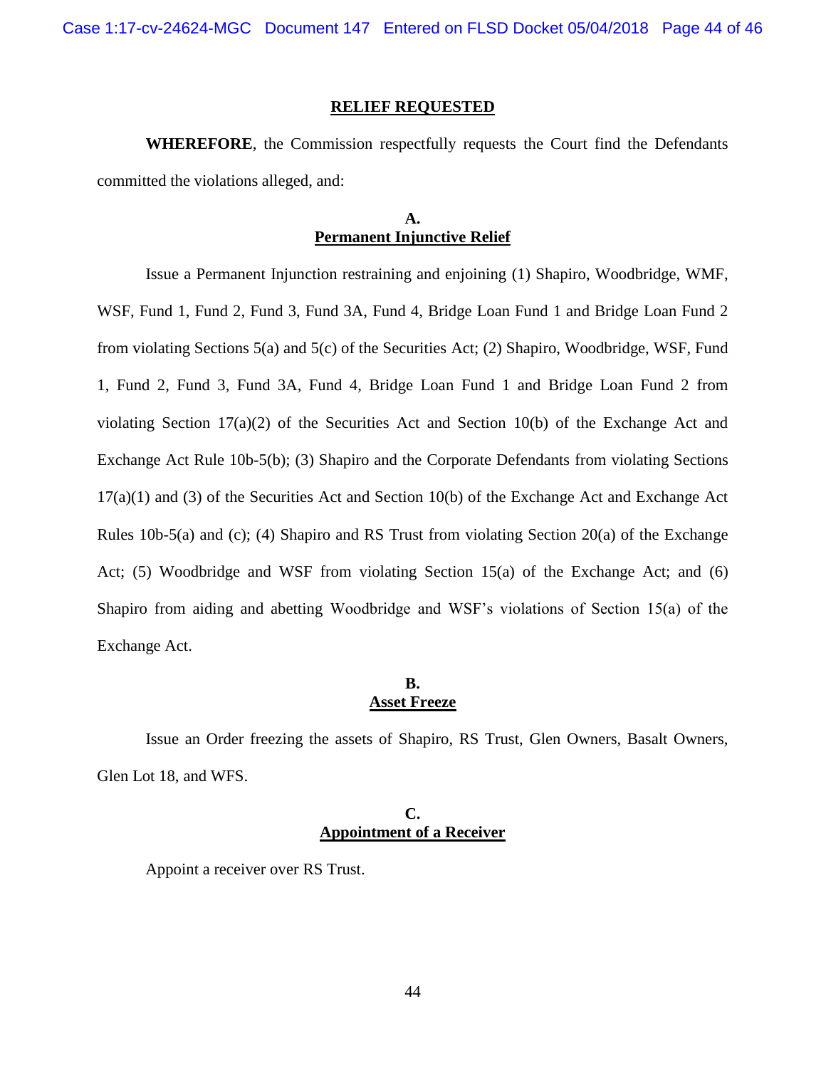## RELIEF REQUESTED

**WHEREFORE**, the Commission respectfully requests the Court find the Defendants committed the violations alleged, and:

### A. Permanent Injunctive Relief

Issue a Permanent Injunction restraining and enjoining (1) Shapiro, Woodbridge, WMF, WSF, Fund 1, Fund 2, Fund 3, Fund 3A, Fund 4, Bridge Loan Fund 1 and Bridge Loan Fund 2 from violating Sections 5(a) and 5(c) of the Securities Act; (2) Shapiro, Woodbridge, WSF, Fund 1, Fund 2, Fund 3, Fund 3A, Fund 4, Bridge Loan Fund 1 and Bridge Loan Fund 2 from violating Section 17(a)(2) of the Securities Act and Section 10(b) of the Exchange Act and Exchange Act Rule 10b-5(b); (3) Shapiro and the Corporate Defendants from violating Sections 17(a)(1) and (3) of the Securities Act and Section 10(b) of the Exchange Act and Exchange Act Rules 10b-5(a) and (c); (4) Shapiro and RS Trust from violating Section 20(a) of the Exchange Act; (5) Woodbridge and WSF from violating Section 15(a) of the Exchange Act; and (6) Shapiro from aiding and abetting Woodbridge and WSF's violations of Section 15(a) of the Exchange Act.

### B. Asset Freeze

Issue an Order freezing the assets of Shapiro, RS Trust, Glen Owners, Basalt Owners, Glen Lot 18, and WFS.

### C. Appointment of a Receiver

Appoint a receiver over RS Trust.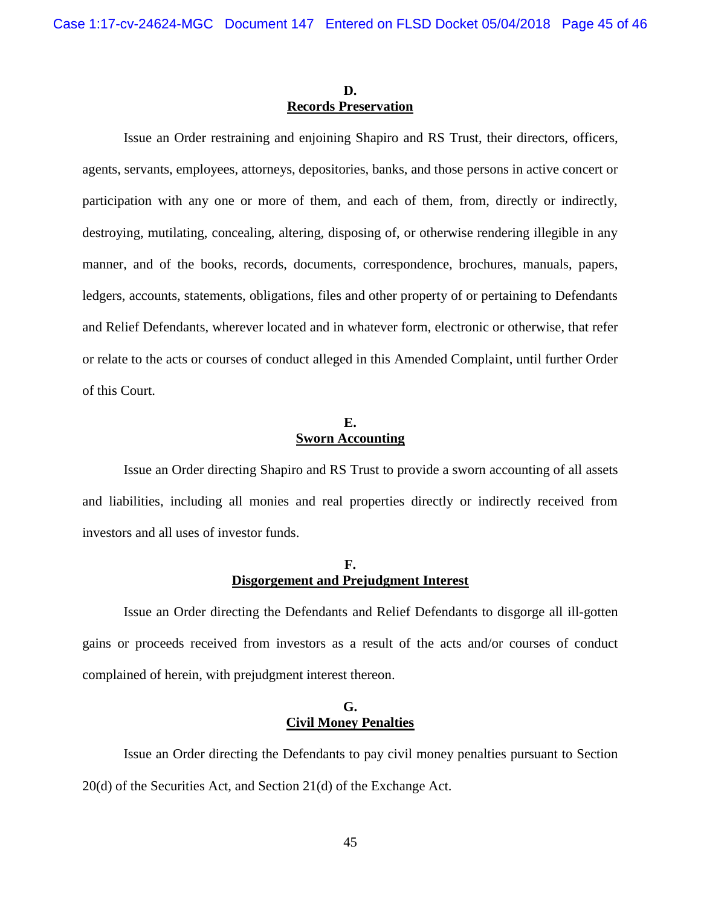**D.**
**Records Preservation**

Issue an Order restraining and enjoining Shapiro and RS Trust, their directors, officers, agents, servants, employees, attorneys, depositories, banks, and those persons in active concert or participation with any one or more of them, and each of them, from, directly or indirectly, destroying, mutilating, concealing, altering, disposing of, or otherwise rendering illegible in any manner, and of the books, records, documents, correspondence, brochures, manuals, papers, ledgers, accounts, statements, obligations, files and other property of or pertaining to Defendants and Relief Defendants, wherever located and in whatever form, electronic or otherwise, that refer or relate to the acts or courses of conduct alleged in this Amended Complaint, until further Order of this Court.

**E.**
**Sworn Accounting**

Issue an Order directing Shapiro and RS Trust to provide a sworn accounting of all assets and liabilities, including all monies and real properties directly or indirectly received from investors and all uses of investor funds.

**F.**
**Disgorgement and Prejudgment Interest**

Issue an Order directing the Defendants and Relief Defendants to disgorge all ill-gotten gains or proceeds received from investors as a result of the acts and/or courses of conduct complained of herein, with prejudgment interest thereon.

**G.**
**Civil Money Penalties**

Issue an Order directing the Defendants to pay civil money penalties pursuant to Section 20(d) of the Securities Act, and Section 21(d) of the Exchange Act.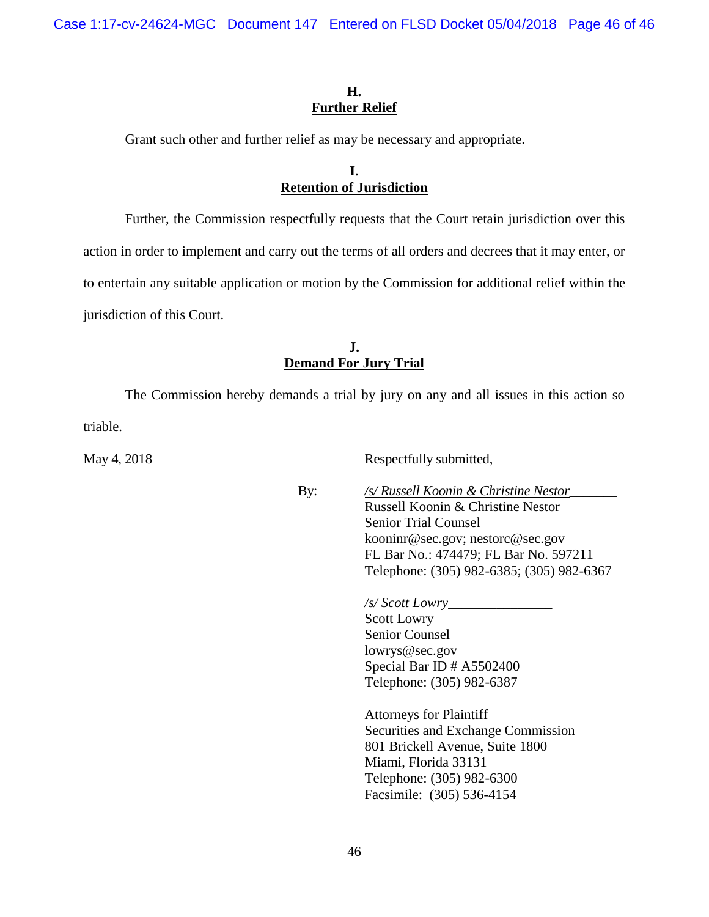## H.
## Further Relief

Grant such other and further relief as may be necessary and appropriate.

## I.
## Retention of Jurisdiction

Further, the Commission respectfully requests that the Court retain jurisdiction over this action in order to implement and carry out the terms of all orders and decrees that it may enter, or to entertain any suitable application or motion by the Commission for additional relief within the jurisdiction of this Court.

## J.
## Demand For Jury Trial

The Commission hereby demands a trial by jury on any and all issues in this action so triable.

May 4, 2018

Respectfully submitted,

By: */s/ Russell Koonin & Christine Nestor*
Russell Koonin & Christine Nestor
Senior Trial Counsel
kooninr@sec.gov; nestorc@sec.gov
FL Bar No.: 474479; FL Bar No. 597211
Telephone: (305) 982-6385; (305) 982-6367

*/s/ Scott Lowry*
Scott Lowry
Senior Counsel
lowrys@sec.gov
Special Bar ID # A5502400
Telephone: (305) 982-6387

Attorneys for Plaintiff
Securities and Exchange Commission
801 Brickell Avenue, Suite 1800
Miami, Florida 33131
Telephone: (305) 982-6300
Facsimile: (305) 536-4154